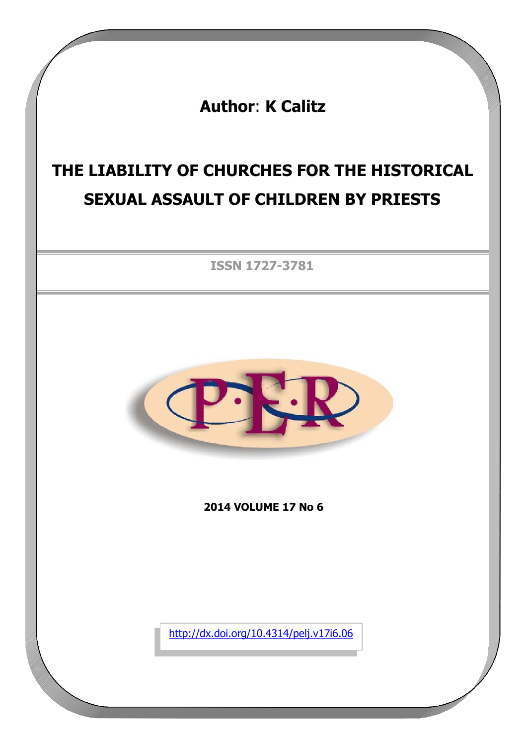**Author**: **K Calitz**

# THE LIABILITY OF CHURCHES FOR THE HISTORICAL SEXUAL ASSAULT OF CHILDREN BY PRIESTS

ISSN 1727-3781

**2014 VOLUME 17 No 6**

http://dx.doi.org/10.4314/pelj.v17i6.06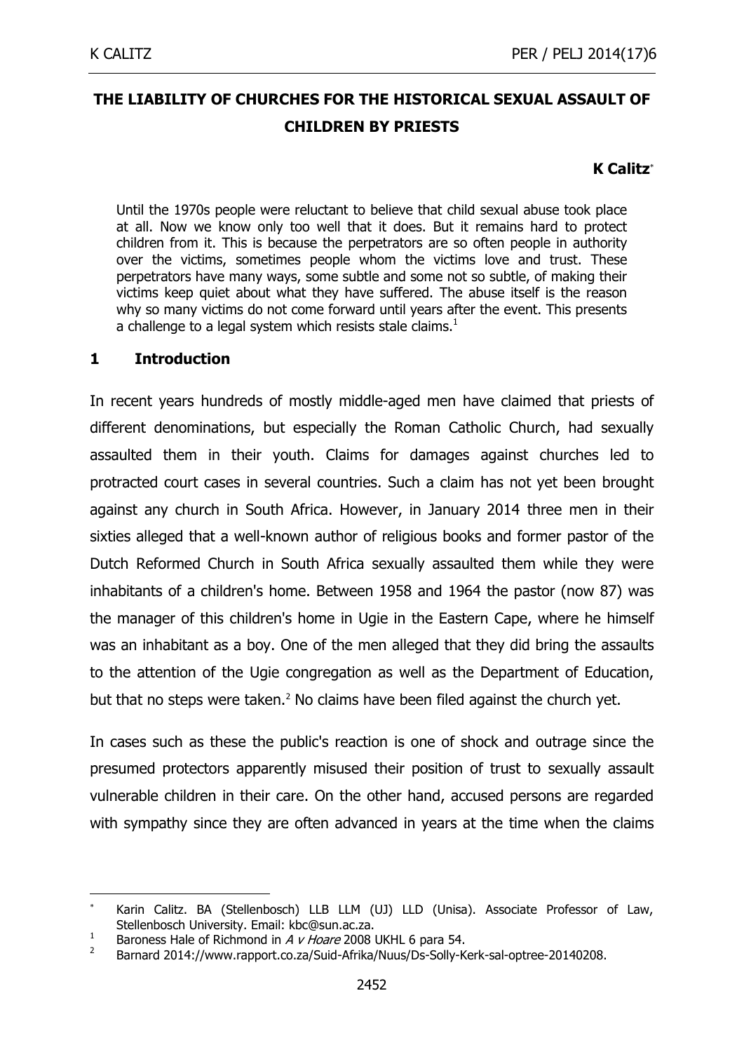**THE LIABILITY OF CHURCHES FOR THE HISTORICAL SEXUAL ASSAULT OF CHILDREN BY PRIESTS**

**K Calitz***

> Until the 1970s people were reluctant to believe that child sexual abuse took place at all. Now we know only too well that it does. But it remains hard to protect children from it. This is because the perpetrators are so often people in authority over the victims, sometimes people whom the victims love and trust. These perpetrators have many ways, some subtle and some not so subtle, of making their victims keep quiet about what they have suffered. The abuse itself is the reason why so many victims do not come forward until years after the event. This presents a challenge to a legal system which resists stale claims.[1]

## 1 Introduction

In recent years hundreds of mostly middle-aged men have claimed that priests of different denominations, but especially the Roman Catholic Church, had sexually assaulted them in their youth. Claims for damages against churches led to protracted court cases in several countries. Such a claim has not yet been brought against any church in South Africa. However, in January 2014 three men in their sixties alleged that a well-known author of religious books and former pastor of the Dutch Reformed Church in South Africa sexually assaulted them while they were inhabitants of a children's home. Between 1958 and 1964 the pastor (now 87) was the manager of this children's home in Ugie in the Eastern Cape, where he himself was an inhabitant as a boy. One of the men alleged that they did bring the assaults to the attention of the Ugie congregation as well as the Department of Education, but that no steps were taken.[2] No claims have been filed against the church yet.

In cases such as these the public's reaction is one of shock and outrage since the presumed protectors apparently misused their position of trust to sexually assault vulnerable children in their care. On the other hand, accused persons are regarded with sympathy since they are often advanced in years at the time when the claims

---

\* Karin Calitz. BA (Stellenbosch) LLB LLM (UJ) LLD (Unisa). Associate Professor of Law, Stellenbosch University. Email: kbc@sun.ac.za.

[1] Baroness Hale of Richmond in *A v Hoare* 2008 UKHL 6 para 54.

[2] Barnard 2014://www.rapport.co.za/Suid-Afrika/Nuus/Ds-Solly-Kerk-sal-optree-20140208.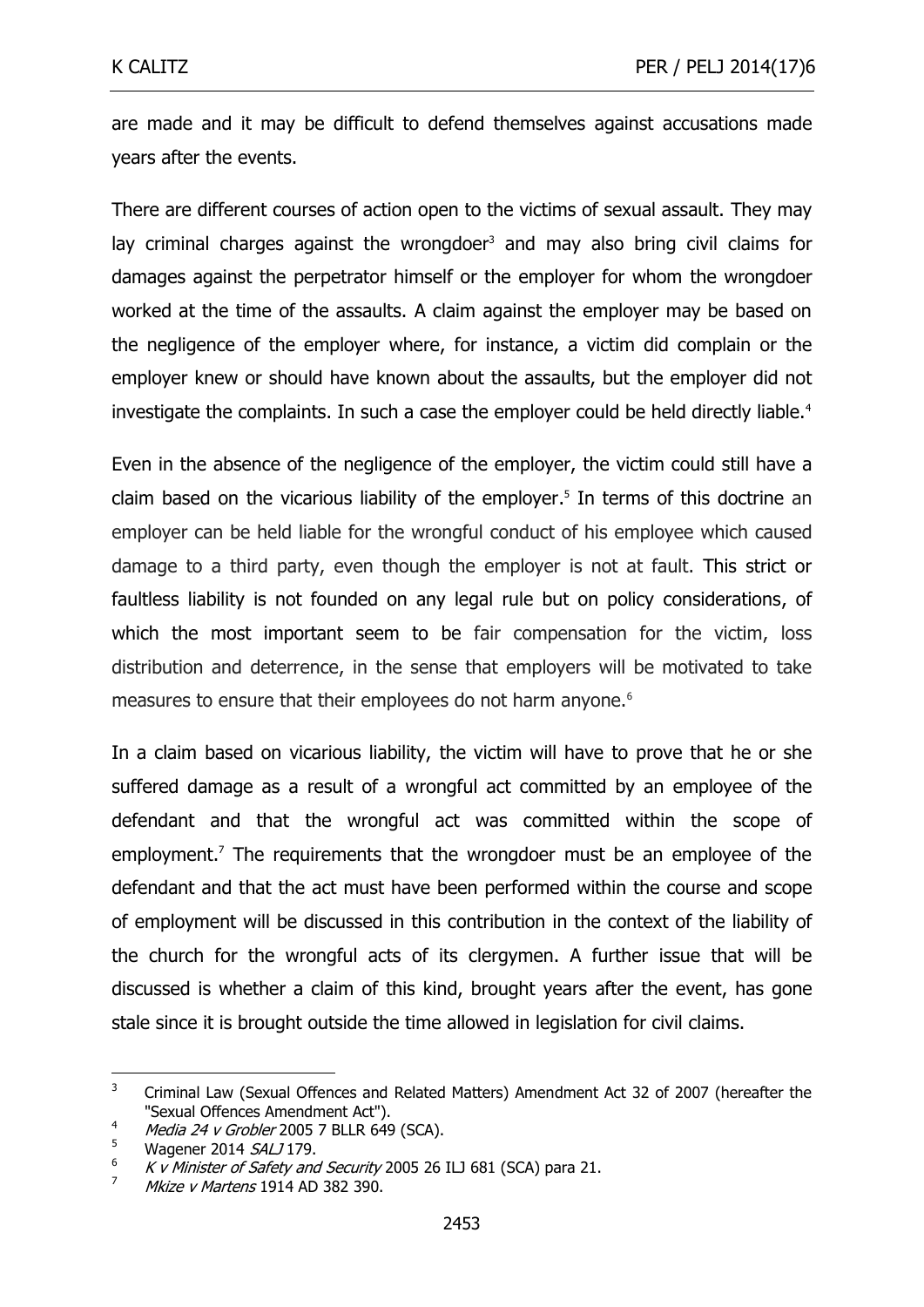are made and it may be difficult to defend themselves against accusations made years after the events.

There are different courses of action open to the victims of sexual assault. They may lay criminal charges against the wrongdoer[3] and may also bring civil claims for damages against the perpetrator himself or the employer for whom the wrongdoer worked at the time of the assaults. A claim against the employer may be based on the negligence of the employer where, for instance, a victim did complain or the employer knew or should have known about the assaults, but the employer did not investigate the complaints. In such a case the employer could be held directly liable.[4]

Even in the absence of the negligence of the employer, the victim could still have a claim based on the vicarious liability of the employer.[5] In terms of this doctrine an employer can be held liable for the wrongful conduct of his employee which caused damage to a third party, even though the employer is not at fault. This strict or faultless liability is not founded on any legal rule but on policy considerations, of which the most important seem to be fair compensation for the victim, loss distribution and deterrence, in the sense that employers will be motivated to take measures to ensure that their employees do not harm anyone.[6]

In a claim based on vicarious liability, the victim will have to prove that he or she suffered damage as a result of a wrongful act committed by an employee of the defendant and that the wrongful act was committed within the scope of employment.[7] The requirements that the wrongdoer must be an employee of the defendant and that the act must have been performed within the course and scope of employment will be discussed in this contribution in the context of the liability of the church for the wrongful acts of its clergymen. A further issue that will be discussed is whether a claim of this kind, brought years after the event, has gone stale since it is brought outside the time allowed in legislation for civil claims.

---

[3] Criminal Law (Sexual Offences and Related Matters) Amendment Act 32 of 2007 (hereafter the "Sexual Offences Amendment Act").

[4] *Media 24 v Grobler* 2005 7 BLLR 649 (SCA).

[5] Wagener 2014 *SALJ* 179.

[6] *K v Minister of Safety and Security* 2005 26 ILJ 681 (SCA) para 21.

[7] *Mkize v Martens* 1914 AD 382 390.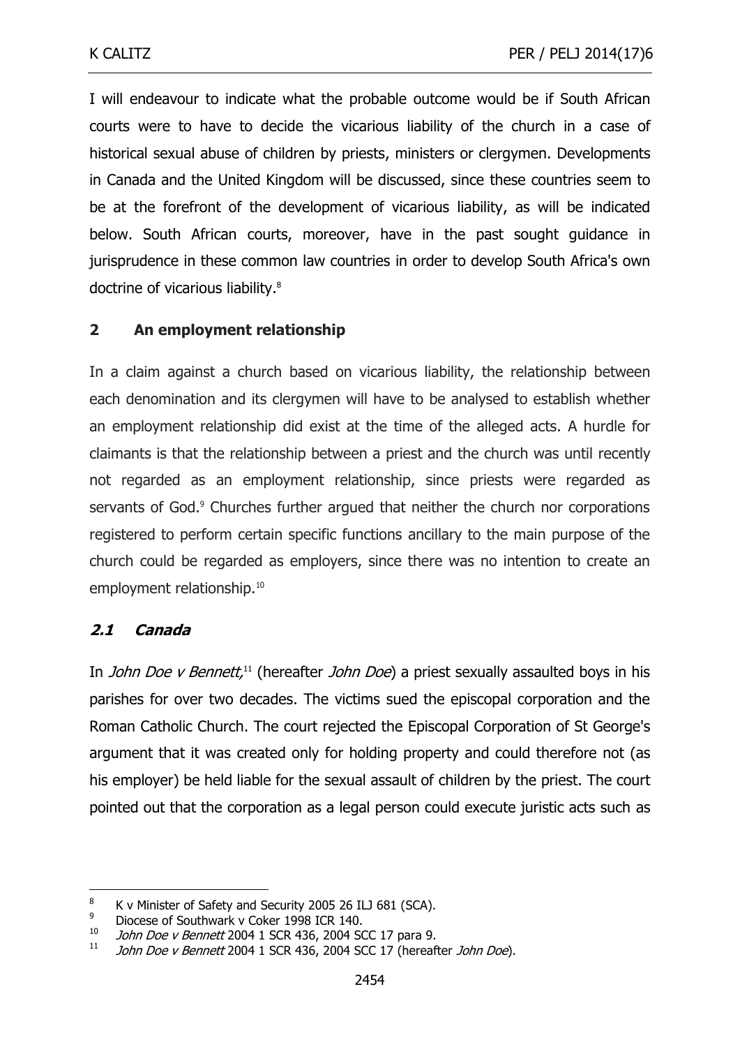I will endeavour to indicate what the probable outcome would be if South African courts were to have to decide the vicarious liability of the church in a case of historical sexual abuse of children by priests, ministers or clergymen. Developments in Canada and the United Kingdom will be discussed, since these countries seem to be at the forefront of the development of vicarious liability, as will be indicated below. South African courts, moreover, have in the past sought guidance in jurisprudence in these common law countries in order to develop South Africa's own doctrine of vicarious liability.[8]

## 2 An employment relationship

In a claim against a church based on vicarious liability, the relationship between each denomination and its clergymen will have to be analysed to establish whether an employment relationship did exist at the time of the alleged acts. A hurdle for claimants is that the relationship between a priest and the church was until recently not regarded as an employment relationship, since priests were regarded as servants of God.[9] Churches further argued that neither the church nor corporations registered to perform certain specific functions ancillary to the main purpose of the church could be regarded as employers, since there was no intention to create an employment relationship.[10]

### *2.1 Canada*

In *John Doe v Bennett,*[11] (hereafter *John Doe*) a priest sexually assaulted boys in his parishes for over two decades. The victims sued the episcopal corporation and the Roman Catholic Church. The court rejected the Episcopal Corporation of St George's argument that it was created only for holding property and could therefore not (as his employer) be held liable for the sexual assault of children by the priest. The court pointed out that the corporation as a legal person could execute juristic acts such as

---

8 K v Minister of Safety and Security 2005 26 ILJ 681 (SCA).

9 Diocese of Southwark v Coker 1998 ICR 140.

10 *John Doe v Bennett* 2004 1 SCR 436, 2004 SCC 17 para 9.

11 *John Doe v Bennett* 2004 1 SCR 436, 2004 SCC 17 (hereafter *John Doe*).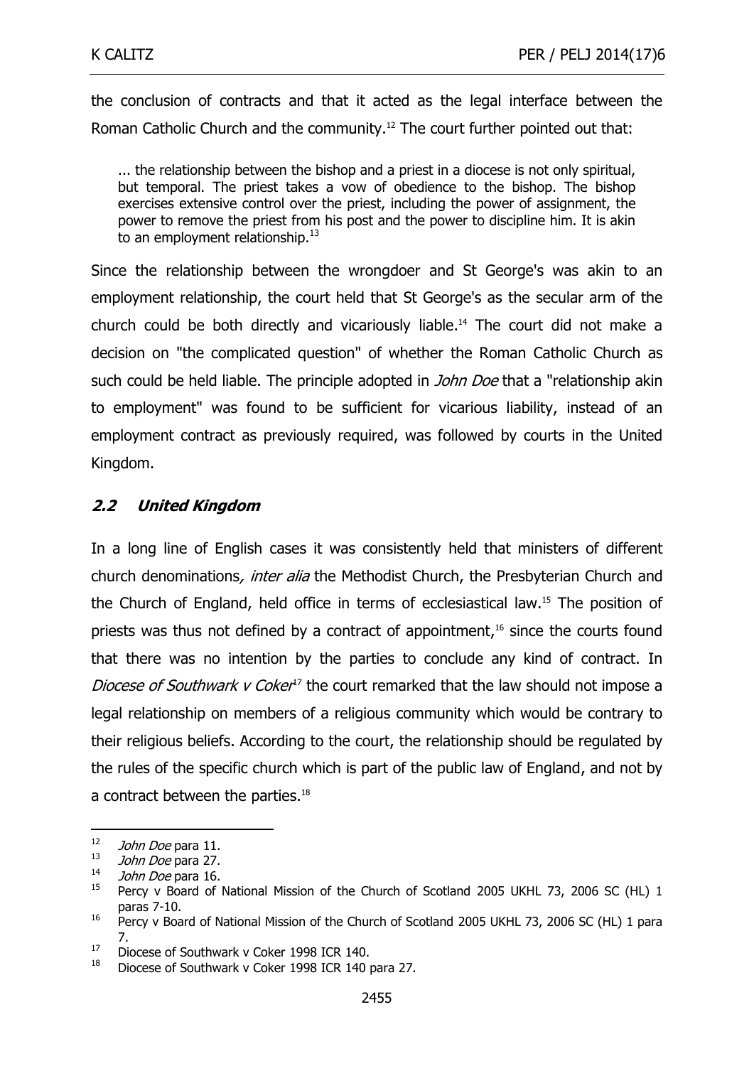the conclusion of contracts and that it acted as the legal interface between the Roman Catholic Church and the community.[12] The court further pointed out that:

> ... the relationship between the bishop and a priest in a diocese is not only spiritual, but temporal. The priest takes a vow of obedience to the bishop. The bishop exercises extensive control over the priest, including the power of assignment, the power to remove the priest from his post and the power to discipline him. It is akin to an employment relationship.[13]

Since the relationship between the wrongdoer and St George's was akin to an employment relationship, the court held that St George's as the secular arm of the church could be both directly and vicariously liable.[14] The court did not make a decision on "the complicated question" of whether the Roman Catholic Church as such could be held liable. The principle adopted in *John Doe* that a "relationship akin to employment" was found to be sufficient for vicarious liability, instead of an employment contract as previously required, was followed by courts in the United Kingdom.

## *2.2 United Kingdom*

In a long line of English cases it was consistently held that ministers of different church denominations, *inter alia* the Methodist Church, the Presbyterian Church and the Church of England, held office in terms of ecclesiastical law.[15] The position of priests was thus not defined by a contract of appointment,[16] since the courts found that there was no intention by the parties to conclude any kind of contract. In *Diocese of Southwark v Coker*[17] the court remarked that the law should not impose a legal relationship on members of a religious community which would be contrary to their religious beliefs. According to the court, the relationship should be regulated by the rules of the specific church which is part of the public law of England, and not by a contract between the parties.[18]

---

[12] *John Doe* para 11.

[13] *John Doe* para 27.

[14] *John Doe* para 16.

[15] Percy v Board of National Mission of the Church of Scotland 2005 UKHL 73, 2006 SC (HL) 1 paras 7-10.

[16] Percy v Board of National Mission of the Church of Scotland 2005 UKHL 73, 2006 SC (HL) 1 para 7.

[17] Diocese of Southwark v Coker 1998 ICR 140.

[18] Diocese of Southwark v Coker 1998 ICR 140 para 27.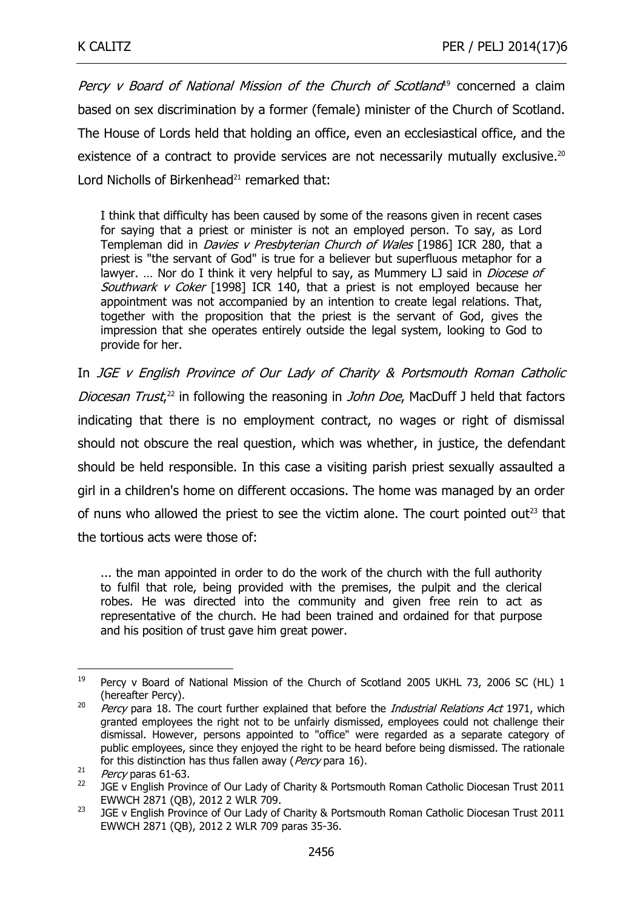*Percy v Board of National Mission of the Church of Scotland*[19] concerned a claim based on sex discrimination by a former (female) minister of the Church of Scotland. The House of Lords held that holding an office, even an ecclesiastical office, and the existence of a contract to provide services are not necessarily mutually exclusive.[20] Lord Nicholls of Birkenhead[21] remarked that:

> I think that difficulty has been caused by some of the reasons given in recent cases for saying that a priest or minister is not an employed person. To say, as Lord Templeman did in *Davies v Presbyterian Church of Wales* [1986] ICR 280, that a priest is "the servant of God" is true for a believer but superfluous metaphor for a lawyer. … Nor do I think it very helpful to say, as Mummery LJ said in *Diocese of Southwark v Coker* [1998] ICR 140, that a priest is not employed because her appointment was not accompanied by an intention to create legal relations. That, together with the proposition that the priest is the servant of God, gives the impression that she operates entirely outside the legal system, looking to God to provide for her.

In *JGE v English Province of Our Lady of Charity & Portsmouth Roman Catholic Diocesan Trust*,[22] in following the reasoning in *John Doe*, MacDuff J held that factors indicating that there is no employment contract, no wages or right of dismissal should not obscure the real question, which was whether, in justice, the defendant should be held responsible. In this case a visiting parish priest sexually assaulted a girl in a children's home on different occasions. The home was managed by an order of nuns who allowed the priest to see the victim alone. The court pointed out[23] that the tortious acts were those of:

> ... the man appointed in order to do the work of the church with the full authority to fulfil that role, being provided with the premises, the pulpit and the clerical robes. He was directed into the community and given free rein to act as representative of the church. He had been trained and ordained for that purpose and his position of trust gave him great power.

---

[19] Percy v Board of National Mission of the Church of Scotland 2005 UKHL 73, 2006 SC (HL) 1 (hereafter Percy).

[20] *Percy* para 18. The court further explained that before the *Industrial Relations Act* 1971, which granted employees the right not to be unfairly dismissed, employees could not challenge their dismissal. However, persons appointed to "office" were regarded as a separate category of public employees, since they enjoyed the right to be heard before being dismissed. The rationale for this distinction has thus fallen away (*Percy* para 16).

[21] *Percy* paras 61-63.

[22] JGE v English Province of Our Lady of Charity & Portsmouth Roman Catholic Diocesan Trust 2011 EWWCH 2871 (QB), 2012 2 WLR 709.

[23] JGE v English Province of Our Lady of Charity & Portsmouth Roman Catholic Diocesan Trust 2011 EWWCH 2871 (QB), 2012 2 WLR 709 paras 35-36.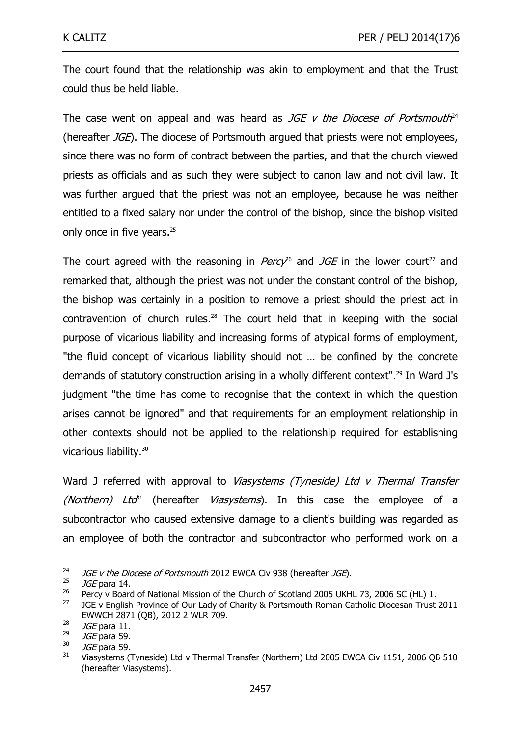The court found that the relationship was akin to employment and that the Trust could thus be held liable.

The case went on appeal and was heard as *JGE v the Diocese of Portsmouth*[24] (hereafter *JGE*). The diocese of Portsmouth argued that priests were not employees, since there was no form of contract between the parties, and that the church viewed priests as officials and as such they were subject to canon law and not civil law. It was further argued that the priest was not an employee, because he was neither entitled to a fixed salary nor under the control of the bishop, since the bishop visited only once in five years.[25]

The court agreed with the reasoning in *Percy*[26] and *JGE* in the lower court[27] and remarked that, although the priest was not under the constant control of the bishop, the bishop was certainly in a position to remove a priest should the priest act in contravention of church rules.[28] The court held that in keeping with the social purpose of vicarious liability and increasing forms of atypical forms of employment, "the fluid concept of vicarious liability should not … be confined by the concrete demands of statutory construction arising in a wholly different context".[29] In Ward J's judgment "the time has come to recognise that the context in which the question arises cannot be ignored" and that requirements for an employment relationship in other contexts should not be applied to the relationship required for establishing vicarious liability.[30]

Ward J referred with approval to *Viasystems (Tyneside) Ltd v Thermal Transfer (Northern) Ltd*[31] (hereafter *Viasystems*). In this case the employee of a subcontractor who caused extensive damage to a client's building was regarded as an employee of both the contractor and subcontractor who performed work on a

---

[24] *JGE v the Diocese of Portsmouth* 2012 EWCA Civ 938 (hereafter *JGE*).

[25] *JGE* para 14.

[26] Percy v Board of National Mission of the Church of Scotland 2005 UKHL 73, 2006 SC (HL) 1.

[27] JGE v English Province of Our Lady of Charity & Portsmouth Roman Catholic Diocesan Trust 2011 EWWCH 2871 (QB), 2012 2 WLR 709.

[28] *JGE* para 11.

[29] *JGE* para 59.

[30] *JGE* para 59.

[31] Viasystems (Tyneside) Ltd v Thermal Transfer (Northern) Ltd 2005 EWCA Civ 1151, 2006 QB 510 (hereafter Viasystems).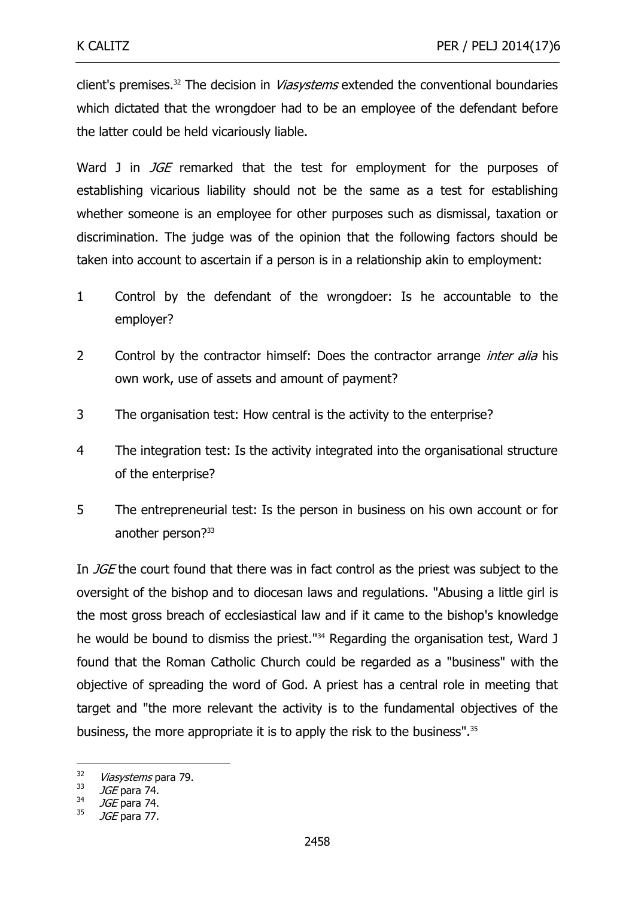client's premises.[32] The decision in *Viasystems* extended the conventional boundaries which dictated that the wrongdoer had to be an employee of the defendant before the latter could be held vicariously liable.

Ward J in *JGE* remarked that the test for employment for the purposes of establishing vicarious liability should not be the same as a test for establishing whether someone is an employee for other purposes such as dismissal, taxation or discrimination. The judge was of the opinion that the following factors should be taken into account to ascertain if a person is in a relationship akin to employment:

1. Control by the defendant of the wrongdoer: Is he accountable to the employer?
2. Control by the contractor himself: Does the contractor arrange *inter alia* his own work, use of assets and amount of payment?
3. The organisation test: How central is the activity to the enterprise?
4. The integration test: Is the activity integrated into the organisational structure of the enterprise?
5. The entrepreneurial test: Is the person in business on his own account or for another person?[33]

In *JGE* the court found that there was in fact control as the priest was subject to the oversight of the bishop and to diocesan laws and regulations. "Abusing a little girl is the most gross breach of ecclesiastical law and if it came to the bishop's knowledge he would be bound to dismiss the priest."[34] Regarding the organisation test, Ward J found that the Roman Catholic Church could be regarded as a "business" with the objective of spreading the word of God. A priest has a central role in meeting that target and "the more relevant the activity is to the fundamental objectives of the business, the more appropriate it is to apply the risk to the business".[35]

---

[32] *Viasystems* para 79.

[33] *JGE* para 74.

[34] *JGE* para 74.

[35] *JGE* para 77.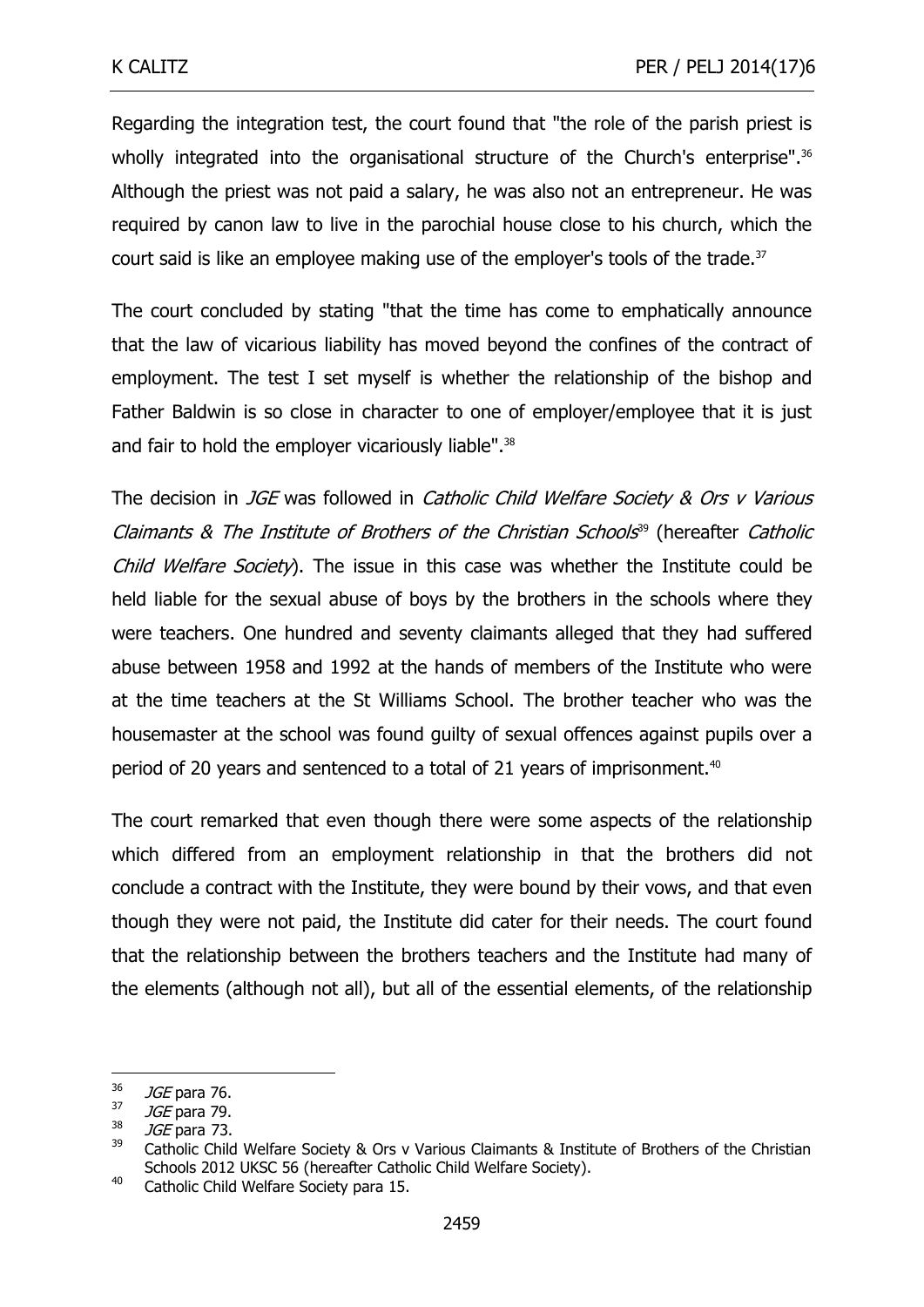Regarding the integration test, the court found that "the role of the parish priest is wholly integrated into the organisational structure of the Church's enterprise".[36] Although the priest was not paid a salary, he was also not an entrepreneur. He was required by canon law to live in the parochial house close to his church, which the court said is like an employee making use of the employer's tools of the trade.[37]

The court concluded by stating "that the time has come to emphatically announce that the law of vicarious liability has moved beyond the confines of the contract of employment. The test I set myself is whether the relationship of the bishop and Father Baldwin is so close in character to one of employer/employee that it is just and fair to hold the employer vicariously liable".[38]

The decision in *JGE* was followed in *Catholic Child Welfare Society & Ors v Various Claimants & The Institute of Brothers of the Christian Schools*[39] (hereafter *Catholic Child Welfare Society*). The issue in this case was whether the Institute could be held liable for the sexual abuse of boys by the brothers in the schools where they were teachers. One hundred and seventy claimants alleged that they had suffered abuse between 1958 and 1992 at the hands of members of the Institute who were at the time teachers at the St Williams School. The brother teacher who was the housemaster at the school was found guilty of sexual offences against pupils over a period of 20 years and sentenced to a total of 21 years of imprisonment.[40]

The court remarked that even though there were some aspects of the relationship which differed from an employment relationship in that the brothers did not conclude a contract with the Institute, they were bound by their vows, and that even though they were not paid, the Institute did cater for their needs. The court found that the relationship between the brothers teachers and the Institute had many of the elements (although not all), but all of the essential elements, of the relationship

---

36 *JGE* para 76.

37 *JGE* para 79.

38 *JGE* para 73.

39 Catholic Child Welfare Society & Ors v Various Claimants & Institute of Brothers of the Christian Schools 2012 UKSC 56 (hereafter Catholic Child Welfare Society).

40 Catholic Child Welfare Society para 15.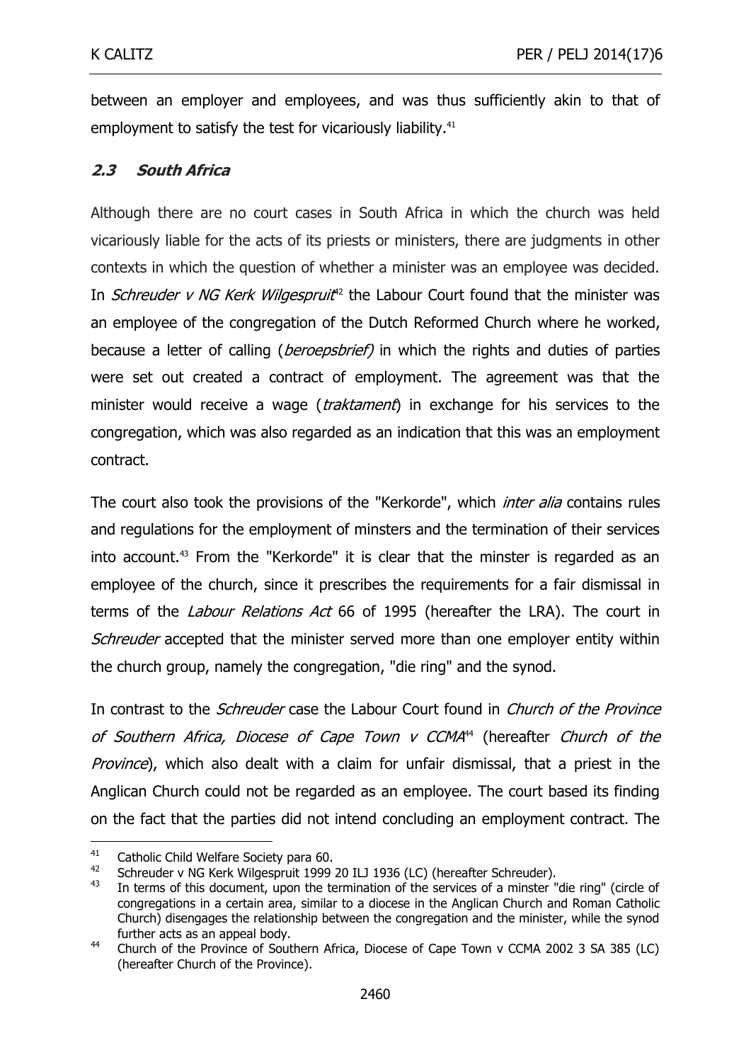between an employer and employees, and was thus sufficiently akin to that of employment to satisfy the test for vicariously liability.[41]

### ***2.3 South Africa***

Although there are no court cases in South Africa in which the church was held vicariously liable for the acts of its priests or ministers, there are judgments in other contexts in which the question of whether a minister was an employee was decided. In *Schreuder v NG Kerk Wilgespruit*[42] the Labour Court found that the minister was an employee of the congregation of the Dutch Reformed Church where he worked, because a letter of calling (*beroepsbrief)* in which the rights and duties of parties were set out created a contract of employment. The agreement was that the minister would receive a wage (*traktament*) in exchange for his services to the congregation, which was also regarded as an indication that this was an employment contract.

The court also took the provisions of the "Kerkorde", which *inter alia* contains rules and regulations for the employment of minsters and the termination of their services into account.[43] From the "Kerkorde" it is clear that the minster is regarded as an employee of the church, since it prescribes the requirements for a fair dismissal in terms of the *Labour Relations Act* 66 of 1995 (hereafter the LRA). The court in *Schreuder* accepted that the minister served more than one employer entity within the church group, namely the congregation, "die ring" and the synod.

In contrast to the *Schreuder* case the Labour Court found in *Church of the Province of Southern Africa, Diocese of Cape Town v CCMA*[44] (hereafter *Church of the Province*), which also dealt with a claim for unfair dismissal, that a priest in the Anglican Church could not be regarded as an employee. The court based its finding on the fact that the parties did not intend concluding an employment contract. The

---

[41] Catholic Child Welfare Society para 60.

[42] Schreuder v NG Kerk Wilgespruit 1999 20 ILJ 1936 (LC) (hereafter Schreuder).

[43] In terms of this document, upon the termination of the services of a minster "die ring" (circle of congregations in a certain area, similar to a diocese in the Anglican Church and Roman Catholic Church) disengages the relationship between the congregation and the minister, while the synod further acts as an appeal body.

[44] Church of the Province of Southern Africa, Diocese of Cape Town v CCMA 2002 3 SA 385 (LC) (hereafter Church of the Province).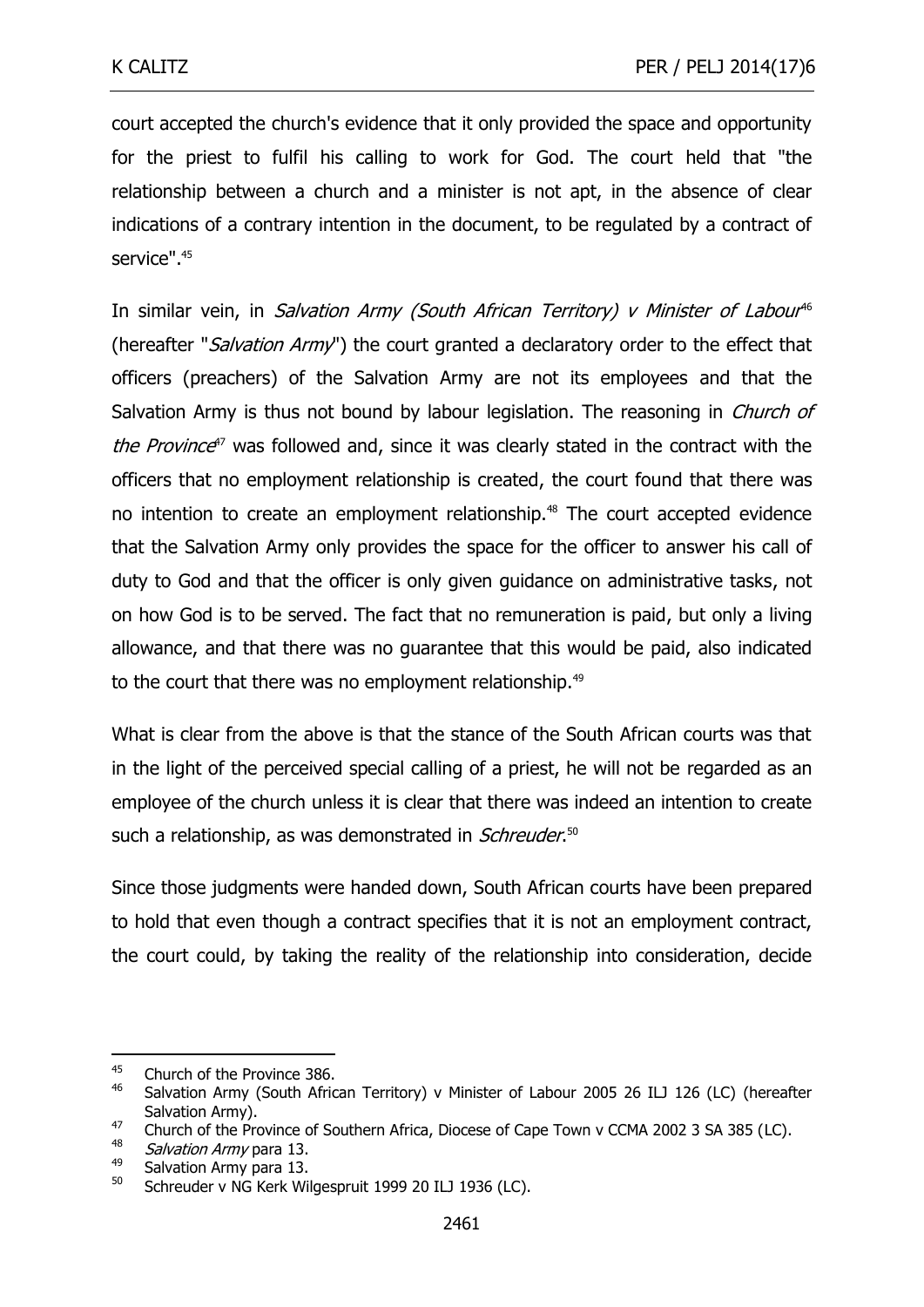court accepted the church's evidence that it only provided the space and opportunity for the priest to fulfil his calling to work for God. The court held that "the relationship between a church and a minister is not apt, in the absence of clear indications of a contrary intention in the document, to be regulated by a contract of service".[45]

In similar vein, in *Salvation Army (South African Territory) v Minister of Labour*[46] (hereafter "*Salvation Army*") the court granted a declaratory order to the effect that officers (preachers) of the Salvation Army are not its employees and that the Salvation Army is thus not bound by labour legislation. The reasoning in *Church of the Province*[47] was followed and, since it was clearly stated in the contract with the officers that no employment relationship is created, the court found that there was no intention to create an employment relationship.[48] The court accepted evidence that the Salvation Army only provides the space for the officer to answer his call of duty to God and that the officer is only given guidance on administrative tasks, not on how God is to be served. The fact that no remuneration is paid, but only a living allowance, and that there was no guarantee that this would be paid, also indicated to the court that there was no employment relationship.[49]

What is clear from the above is that the stance of the South African courts was that in the light of the perceived special calling of a priest, he will not be regarded as an employee of the church unless it is clear that there was indeed an intention to create such a relationship, as was demonstrated in *Schreuder*.[50]

Since those judgments were handed down, South African courts have been prepared to hold that even though a contract specifies that it is not an employment contract, the court could, by taking the reality of the relationship into consideration, decide

---

[45] Church of the Province 386.

[46] Salvation Army (South African Territory) v Minister of Labour 2005 26 ILJ 126 (LC) (hereafter Salvation Army).

[47] Church of the Province of Southern Africa, Diocese of Cape Town v CCMA 2002 3 SA 385 (LC).

[48] *Salvation Army* para 13.

[49] Salvation Army para 13.

[50] Schreuder v NG Kerk Wilgespruit 1999 20 ILJ 1936 (LC).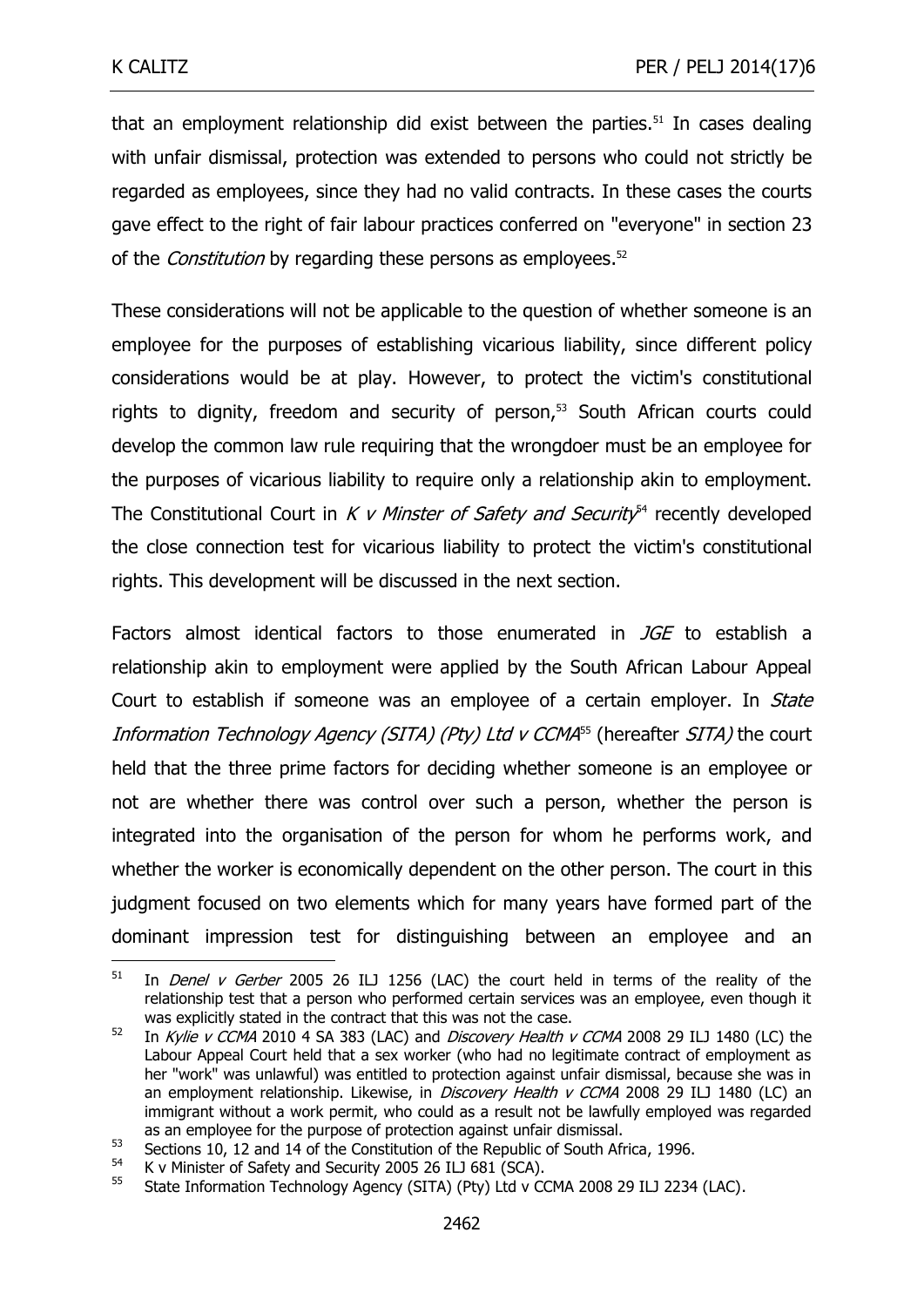that an employment relationship did exist between the parties.[51] In cases dealing with unfair dismissal, protection was extended to persons who could not strictly be regarded as employees, since they had no valid contracts. In these cases the courts gave effect to the right of fair labour practices conferred on "everyone" in section 23 of the *Constitution* by regarding these persons as employees.[52]

These considerations will not be applicable to the question of whether someone is an employee for the purposes of establishing vicarious liability, since different policy considerations would be at play. However, to protect the victim's constitutional rights to dignity, freedom and security of person,[53] South African courts could develop the common law rule requiring that the wrongdoer must be an employee for the purposes of vicarious liability to require only a relationship akin to employment. The Constitutional Court in *K v Minster of Safety and Security*[54] recently developed the close connection test for vicarious liability to protect the victim's constitutional rights. This development will be discussed in the next section.

Factors almost identical factors to those enumerated in *JGE* to establish a relationship akin to employment were applied by the South African Labour Appeal Court to establish if someone was an employee of a certain employer. In *State Information Technology Agency (SITA) (Pty) Ltd v CCMA*[55] (hereafter *SITA)* the court held that the three prime factors for deciding whether someone is an employee or not are whether there was control over such a person, whether the person is integrated into the organisation of the person for whom he performs work, and whether the worker is economically dependent on the other person. The court in this judgment focused on two elements which for many years have formed part of the dominant impression test for distinguishing between an employee and an

---

[51] In *Denel v Gerber* 2005 26 ILJ 1256 (LAC) the court held in terms of the reality of the relationship test that a person who performed certain services was an employee, even though it was explicitly stated in the contract that this was not the case.

[52] In *Kylie v CCMA* 2010 4 SA 383 (LAC) and *Discovery Health v CCMA* 2008 29 ILJ 1480 (LC) the Labour Appeal Court held that a sex worker (who had no legitimate contract of employment as her "work" was unlawful) was entitled to protection against unfair dismissal, because she was in an employment relationship. Likewise, in *Discovery Health v CCMA* 2008 29 ILJ 1480 (LC) an immigrant without a work permit, who could as a result not be lawfully employed was regarded as an employee for the purpose of protection against unfair dismissal.

[53] Sections 10, 12 and 14 of the Constitution of the Republic of South Africa, 1996.

[54] K v Minister of Safety and Security 2005 26 ILJ 681 (SCA).

[55] State Information Technology Agency (SITA) (Pty) Ltd v CCMA 2008 29 ILJ 2234 (LAC).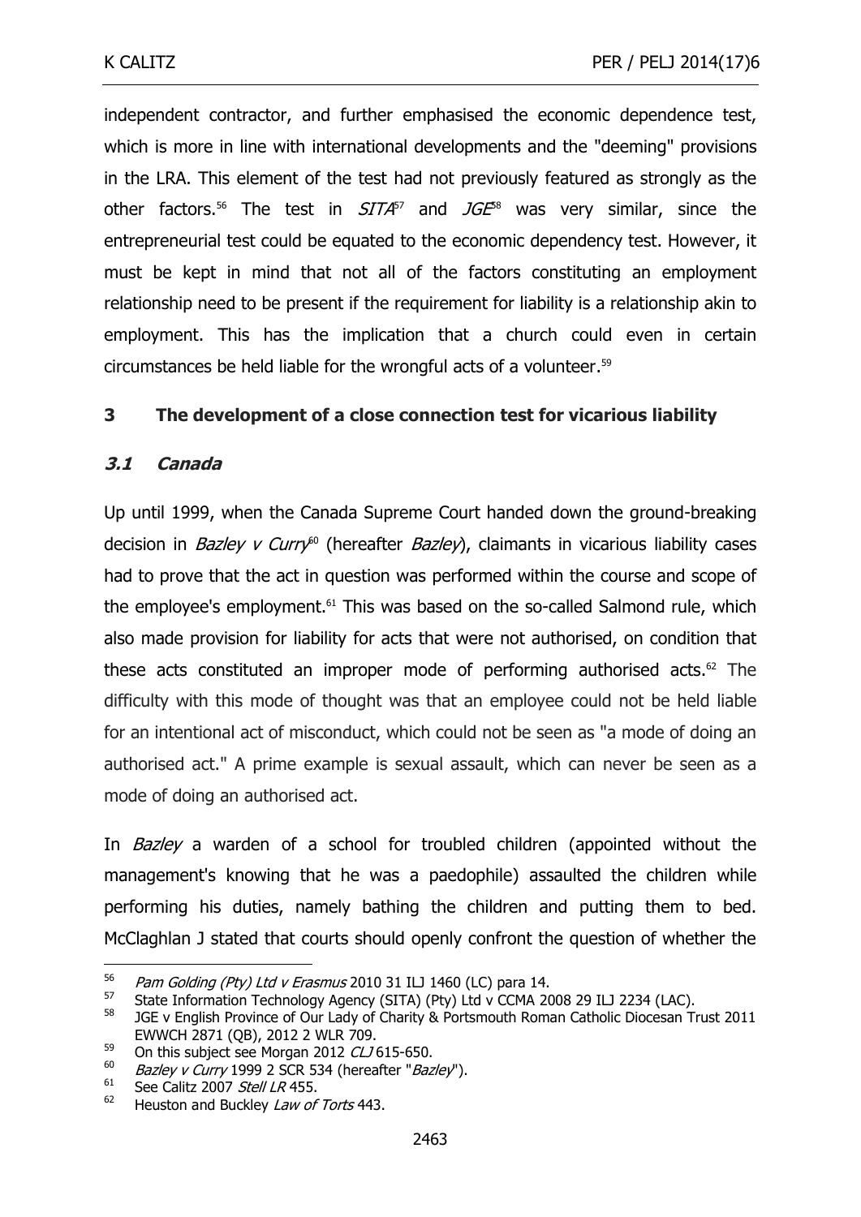independent contractor, and further emphasised the economic dependence test, which is more in line with international developments and the "deeming" provisions in the LRA. This element of the test had not previously featured as strongly as the other factors.[56] The test in *SITA*[57] and *JGE*[58] was very similar, since the entrepreneurial test could be equated to the economic dependency test. However, it must be kept in mind that not all of the factors constituting an employment relationship need to be present if the requirement for liability is a relationship akin to employment. This has the implication that a church could even in certain circumstances be held liable for the wrongful acts of a volunteer.[59]

## 3 The development of a close connection test for vicarious liability

### 3.1 Canada

Up until 1999, when the Canada Supreme Court handed down the ground-breaking decision in *Bazley v Curry*[60] (hereafter *Bazley*), claimants in vicarious liability cases had to prove that the act in question was performed within the course and scope of the employee's employment.[61] This was based on the so-called Salmond rule, which also made provision for liability for acts that were not authorised, on condition that these acts constituted an improper mode of performing authorised acts.[62] The difficulty with this mode of thought was that an employee could not be held liable for an intentional act of misconduct, which could not be seen as "a mode of doing an authorised act." A prime example is sexual assault, which can never be seen as a mode of doing an authorised act.

In *Bazley* a warden of a school for troubled children (appointed without the management's knowing that he was a paedophile) assaulted the children while performing his duties, namely bathing the children and putting them to bed. McClaghlan J stated that courts should openly confront the question of whether the

---

[56] *Pam Golding (Pty) Ltd v Erasmus* 2010 31 ILJ 1460 (LC) para 14.

[57] State Information Technology Agency (SITA) (Pty) Ltd v CCMA 2008 29 ILJ 2234 (LAC).

[58] JGE v English Province of Our Lady of Charity & Portsmouth Roman Catholic Diocesan Trust 2011 EWWCH 2871 (QB), 2012 2 WLR 709.

[59] On this subject see Morgan 2012 *CLJ* 615-650.

[60] *Bazley v Curry* 1999 2 SCR 534 (hereafter "*Bazley*").

[61] See Calitz 2007 *Stell LR* 455.

[62] Heuston and Buckley *Law of Torts* 443.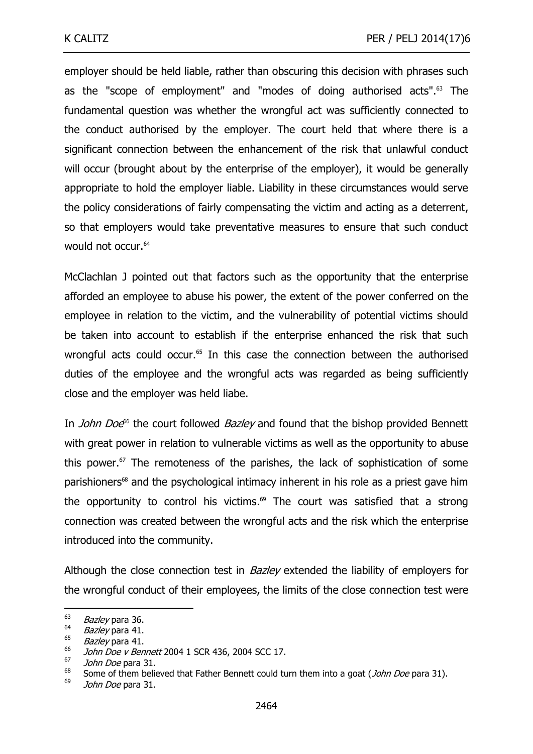employer should be held liable, rather than obscuring this decision with phrases such as the "scope of employment" and "modes of doing authorised acts".[63] The fundamental question was whether the wrongful act was sufficiently connected to the conduct authorised by the employer. The court held that where there is a significant connection between the enhancement of the risk that unlawful conduct will occur (brought about by the enterprise of the employer), it would be generally appropriate to hold the employer liable. Liability in these circumstances would serve the policy considerations of fairly compensating the victim and acting as a deterrent, so that employers would take preventative measures to ensure that such conduct would not occur.[64]

McClachlan J pointed out that factors such as the opportunity that the enterprise afforded an employee to abuse his power, the extent of the power conferred on the employee in relation to the victim, and the vulnerability of potential victims should be taken into account to establish if the enterprise enhanced the risk that such wrongful acts could occur.[65] In this case the connection between the authorised duties of the employee and the wrongful acts was regarded as being sufficiently close and the employer was held liabe.

In *John Doe*[66] the court followed *Bazley* and found that the bishop provided Bennett with great power in relation to vulnerable victims as well as the opportunity to abuse this power.[67] The remoteness of the parishes, the lack of sophistication of some parishioners[68] and the psychological intimacy inherent in his role as a priest gave him the opportunity to control his victims.[69] The court was satisfied that a strong connection was created between the wrongful acts and the risk which the enterprise introduced into the community.

Although the close connection test in *Bazley* extended the liability of employers for the wrongful conduct of their employees, the limits of the close connection test were

---

[63] *Bazley* para 36.

[64] *Bazley* para 41.

[65] *Bazley* para 41.

[66] *John Doe v Bennett* 2004 1 SCR 436, 2004 SCC 17.

[67] *John Doe* para 31.

[68] Some of them believed that Father Bennett could turn them into a goat (*John Doe* para 31).

[69] *John Doe* para 31.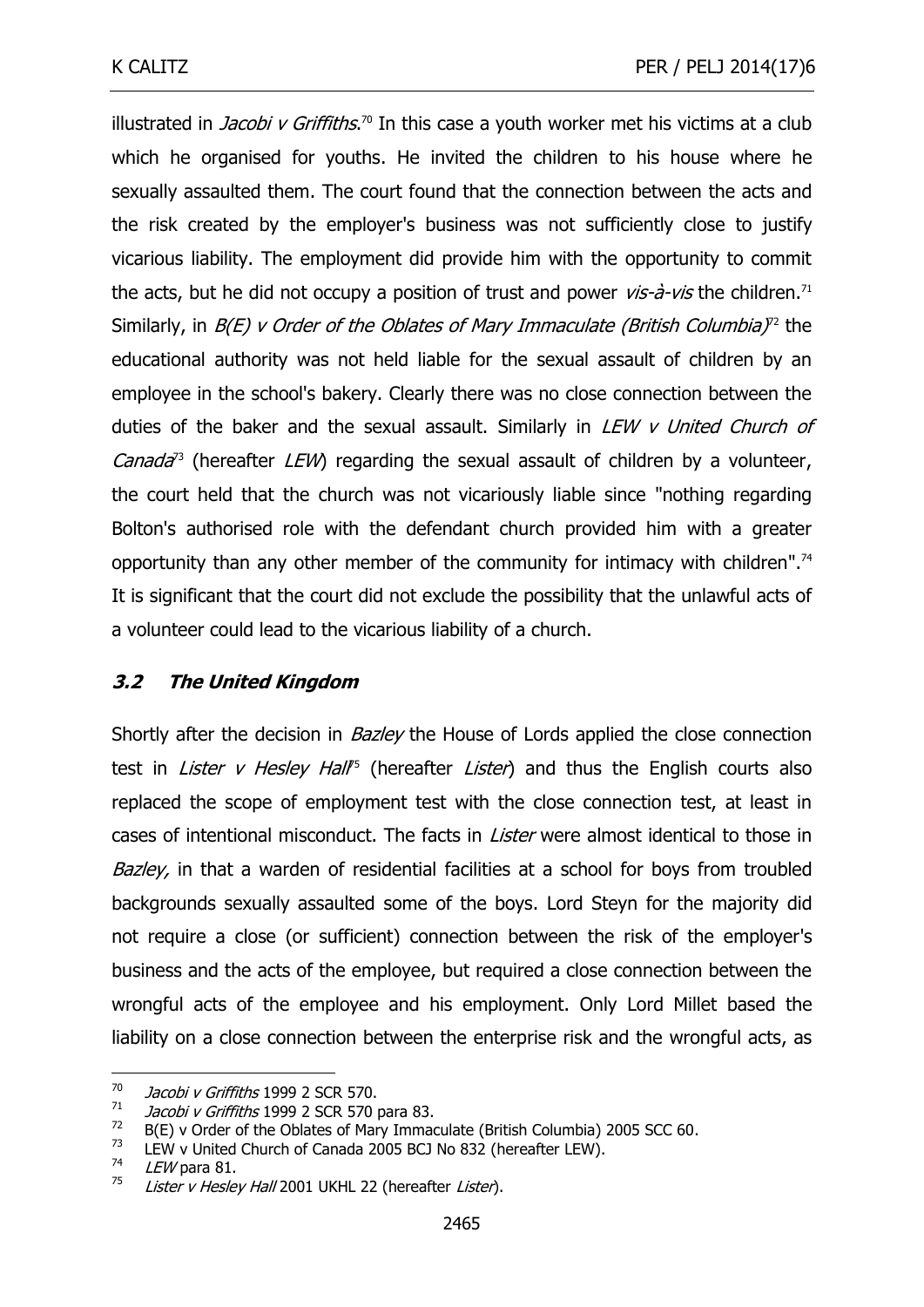illustrated in *Jacobi v Griffiths*.[70] In this case a youth worker met his victims at a club which he organised for youths. He invited the children to his house where he sexually assaulted them. The court found that the connection between the acts and the risk created by the employer's business was not sufficiently close to justify vicarious liability. The employment did provide him with the opportunity to commit the acts, but he did not occupy a position of trust and power *vis-à-vis* the children.[71] Similarly, in *B(E) v Order of the Oblates of Mary Immaculate (British Columbia)*[72] the educational authority was not held liable for the sexual assault of children by an employee in the school's bakery. Clearly there was no close connection between the duties of the baker and the sexual assault. Similarly in *LEW v United Church of Canada*[73] (hereafter *LEW*) regarding the sexual assault of children by a volunteer, the court held that the church was not vicariously liable since "nothing regarding Bolton's authorised role with the defendant church provided him with a greater opportunity than any other member of the community for intimacy with children".[74] It is significant that the court did not exclude the possibility that the unlawful acts of a volunteer could lead to the vicarious liability of a church.

### *3.2 The United Kingdom*

Shortly after the decision in *Bazley* the House of Lords applied the close connection test in *Lister v Hesley Hall*[75] (hereafter *Lister*) and thus the English courts also replaced the scope of employment test with the close connection test, at least in cases of intentional misconduct. The facts in *Lister* were almost identical to those in *Bazley,* in that a warden of residential facilities at a school for boys from troubled backgrounds sexually assaulted some of the boys. Lord Steyn for the majority did not require a close (or sufficient) connection between the risk of the employer's business and the acts of the employee, but required a close connection between the wrongful acts of the employee and his employment. Only Lord Millet based the liability on a close connection between the enterprise risk and the wrongful acts, as

---

[70] *Jacobi v Griffiths* 1999 2 SCR 570.

[71] *Jacobi v Griffiths* 1999 2 SCR 570 para 83.

[72] B(E) v Order of the Oblates of Mary Immaculate (British Columbia) 2005 SCC 60.

[73] LEW v United Church of Canada 2005 BCJ No 832 (hereafter LEW).

[74] *LEW* para 81.

[75] *Lister v Hesley Hall* 2001 UKHL 22 (hereafter *Lister*).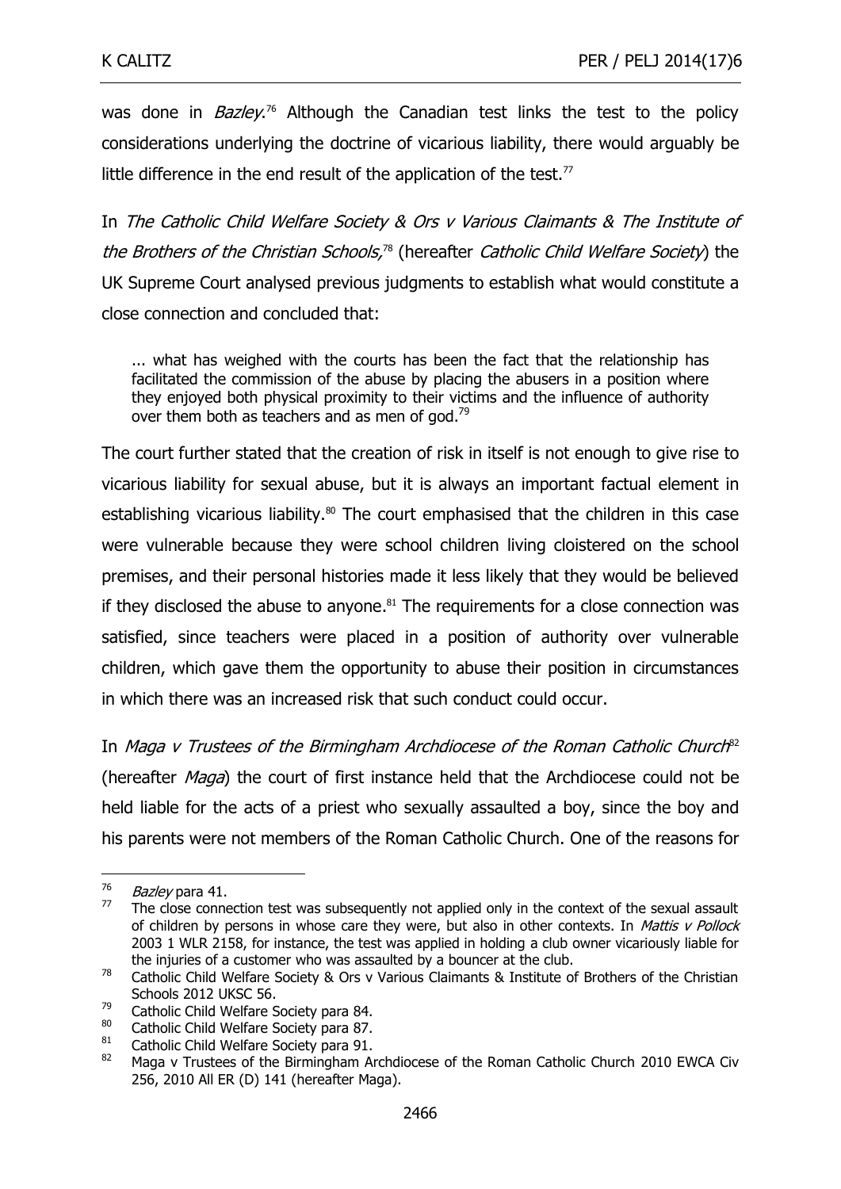was done in *Bazley*.[76] Although the Canadian test links the test to the policy considerations underlying the doctrine of vicarious liability, there would arguably be little difference in the end result of the application of the test.[77]

In *The Catholic Child Welfare Society & Ors v Various Claimants & The Institute of the Brothers of the Christian Schools*,[78] (hereafter *Catholic Child Welfare Society*) the UK Supreme Court analysed previous judgments to establish what would constitute a close connection and concluded that:

> ... what has weighed with the courts has been the fact that the relationship has facilitated the commission of the abuse by placing the abusers in a position where they enjoyed both physical proximity to their victims and the influence of authority over them both as teachers and as men of god.[79]

The court further stated that the creation of risk in itself is not enough to give rise to vicarious liability for sexual abuse, but it is always an important factual element in establishing vicarious liability.[80] The court emphasised that the children in this case were vulnerable because they were school children living cloistered on the school premises, and their personal histories made it less likely that they would be believed if they disclosed the abuse to anyone.[81] The requirements for a close connection was satisfied, since teachers were placed in a position of authority over vulnerable children, which gave them the opportunity to abuse their position in circumstances in which there was an increased risk that such conduct could occur.

In *Maga v Trustees of the Birmingham Archdiocese of the Roman Catholic Church*[82] (hereafter *Maga*) the court of first instance held that the Archdiocese could not be held liable for the acts of a priest who sexually assaulted a boy, since the boy and his parents were not members of the Roman Catholic Church. One of the reasons for

---

[76] *Bazley* para 41.

[77] The close connection test was subsequently not applied only in the context of the sexual assault of children by persons in whose care they were, but also in other contexts. In *Mattis v Pollock* 2003 1 WLR 2158, for instance, the test was applied in holding a club owner vicariously liable for the injuries of a customer who was assaulted by a bouncer at the club.

[78] Catholic Child Welfare Society & Ors v Various Claimants & Institute of Brothers of the Christian Schools 2012 UKSC 56.

[79] Catholic Child Welfare Society para 84.

[80] Catholic Child Welfare Society para 87.

[81] Catholic Child Welfare Society para 91.

[82] Maga v Trustees of the Birmingham Archdiocese of the Roman Catholic Church 2010 EWCA Civ 256, 2010 All ER (D) 141 (hereafter Maga).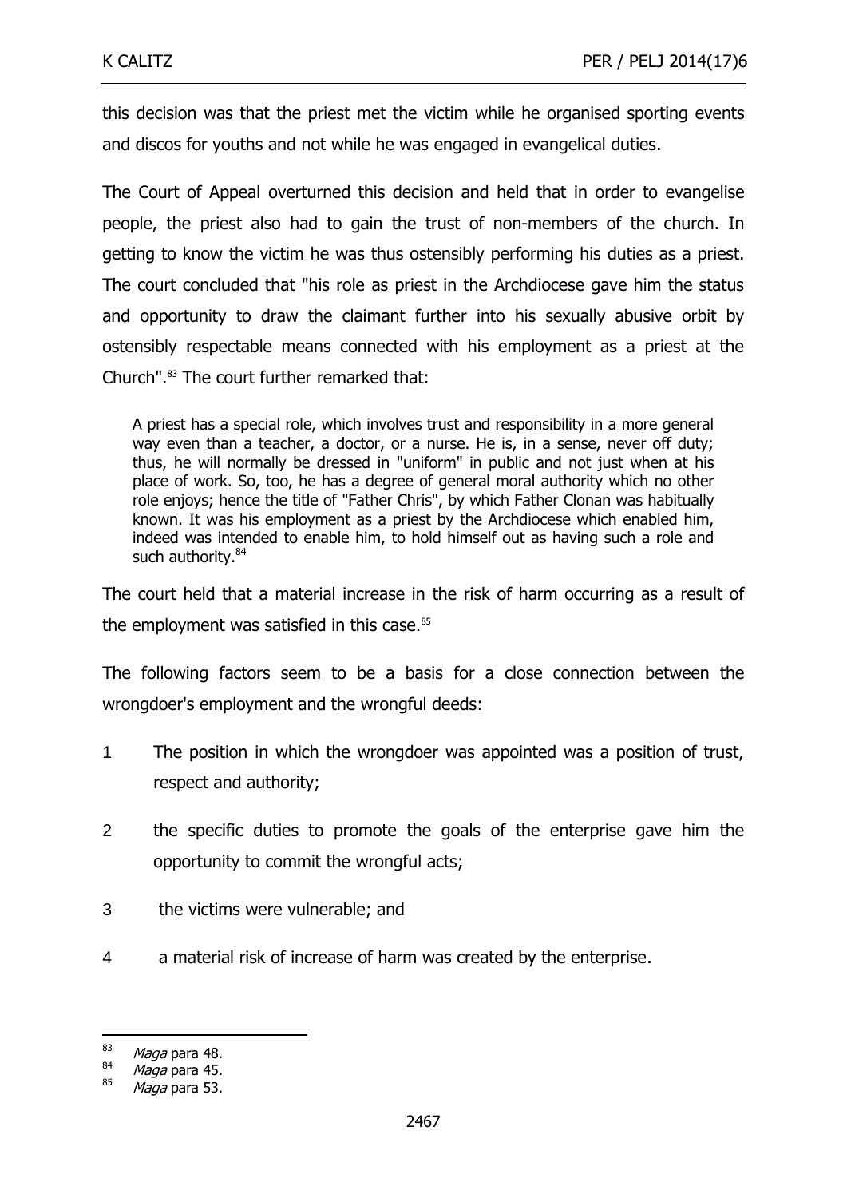this decision was that the priest met the victim while he organised sporting events and discos for youths and not while he was engaged in evangelical duties.

The Court of Appeal overturned this decision and held that in order to evangelise people, the priest also had to gain the trust of non-members of the church. In getting to know the victim he was thus ostensibly performing his duties as a priest. The court concluded that "his role as priest in the Archdiocese gave him the status and opportunity to draw the claimant further into his sexually abusive orbit by ostensibly respectable means connected with his employment as a priest at the Church".[83] The court further remarked that:

> A priest has a special role, which involves trust and responsibility in a more general way even than a teacher, a doctor, or a nurse. He is, in a sense, never off duty; thus, he will normally be dressed in "uniform" in public and not just when at his place of work. So, too, he has a degree of general moral authority which no other role enjoys; hence the title of "Father Chris", by which Father Clonan was habitually known. It was his employment as a priest by the Archdiocese which enabled him, indeed was intended to enable him, to hold himself out as having such a role and such authority.[84]

The court held that a material increase in the risk of harm occurring as a result of the employment was satisfied in this case.[85]

The following factors seem to be a basis for a close connection between the wrongdoer's employment and the wrongful deeds:

1. The position in which the wrongdoer was appointed was a position of trust, respect and authority;
2. the specific duties to promote the goals of the enterprise gave him the opportunity to commit the wrongful acts;
3. the victims were vulnerable; and
4. a material risk of increase of harm was created by the enterprise.

---

[83] *Maga* para 48.

[84] *Maga* para 45.

[85] *Maga* para 53.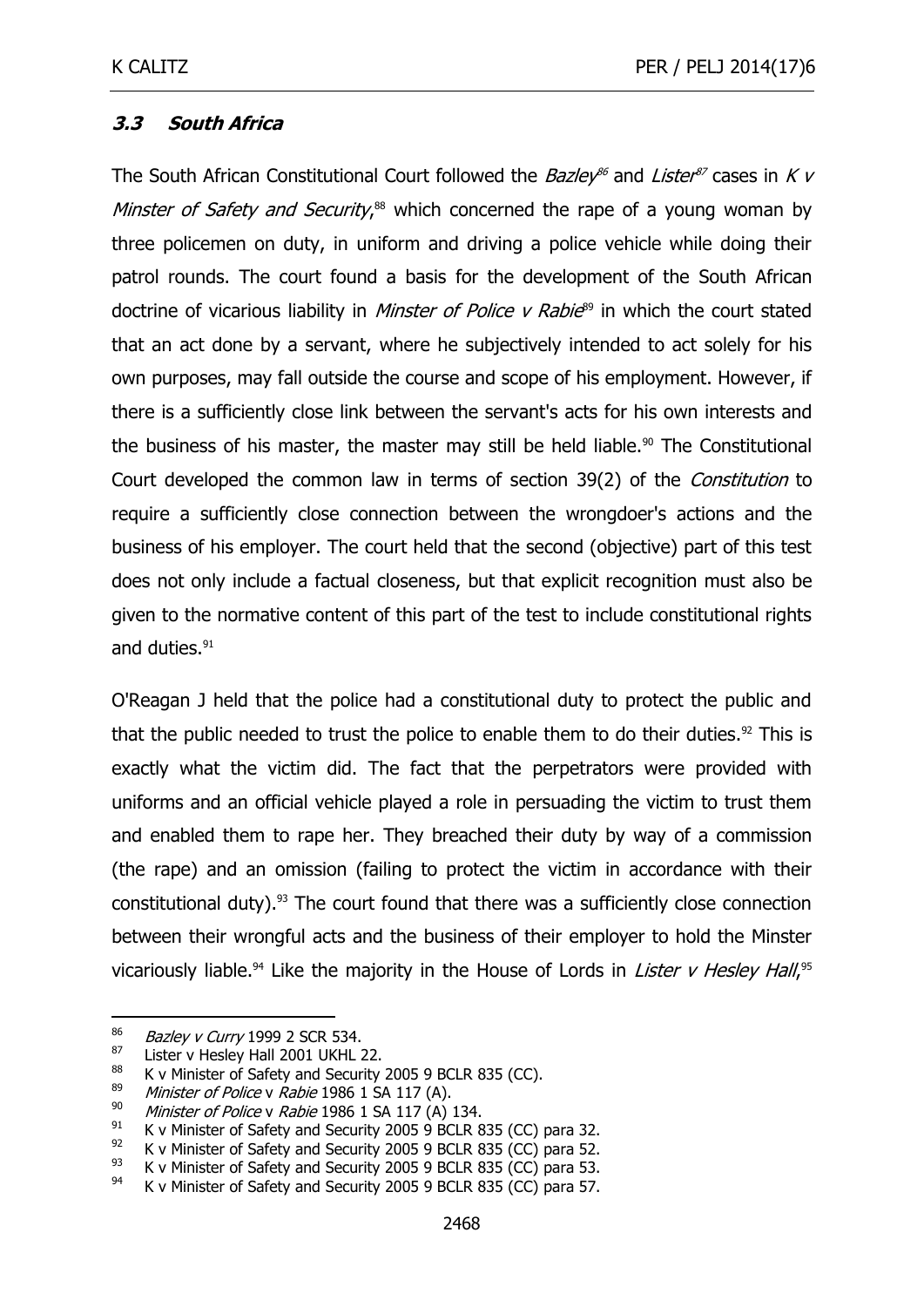### *3.3 South Africa*

The South African Constitutional Court followed the *Bazley*[86] and *Lister*[87] cases in *K v Minster of Safety and Security*,[88] which concerned the rape of a young woman by three policemen on duty, in uniform and driving a police vehicle while doing their patrol rounds. The court found a basis for the development of the South African doctrine of vicarious liability in *Minster of Police v Rabie*[89] in which the court stated that an act done by a servant, where he subjectively intended to act solely for his own purposes, may fall outside the course and scope of his employment. However, if there is a sufficiently close link between the servant's acts for his own interests and the business of his master, the master may still be held liable.[90] The Constitutional Court developed the common law in terms of section 39(2) of the *Constitution* to require a sufficiently close connection between the wrongdoer's actions and the business of his employer. The court held that the second (objective) part of this test does not only include a factual closeness, but that explicit recognition must also be given to the normative content of this part of the test to include constitutional rights and duties.[91]

O'Reagan J held that the police had a constitutional duty to protect the public and that the public needed to trust the police to enable them to do their duties.[92] This is exactly what the victim did. The fact that the perpetrators were provided with uniforms and an official vehicle played a role in persuading the victim to trust them and enabled them to rape her. They breached their duty by way of a commission (the rape) and an omission (failing to protect the victim in accordance with their constitutional duty).[93] The court found that there was a sufficiently close connection between their wrongful acts and the business of their employer to hold the Minster vicariously liable.[94] Like the majority in the House of Lords in *Lister v Hesley Hall*,[95]

---

[86] *Bazley v Curry* 1999 2 SCR 534.

[87] Lister v Hesley Hall 2001 UKHL 22.

[88] K v Minister of Safety and Security 2005 9 BCLR 835 (CC).

[89] *Minister of Police* v *Rabie* 1986 1 SA 117 (A).

[90] *Minister of Police* v *Rabie* 1986 1 SA 117 (A) 134.

[91] K v Minister of Safety and Security 2005 9 BCLR 835 (CC) para 32.

[92] K v Minister of Safety and Security 2005 9 BCLR 835 (CC) para 52.

[93] K v Minister of Safety and Security 2005 9 BCLR 835 (CC) para 53.

[94] K v Minister of Safety and Security 2005 9 BCLR 835 (CC) para 57.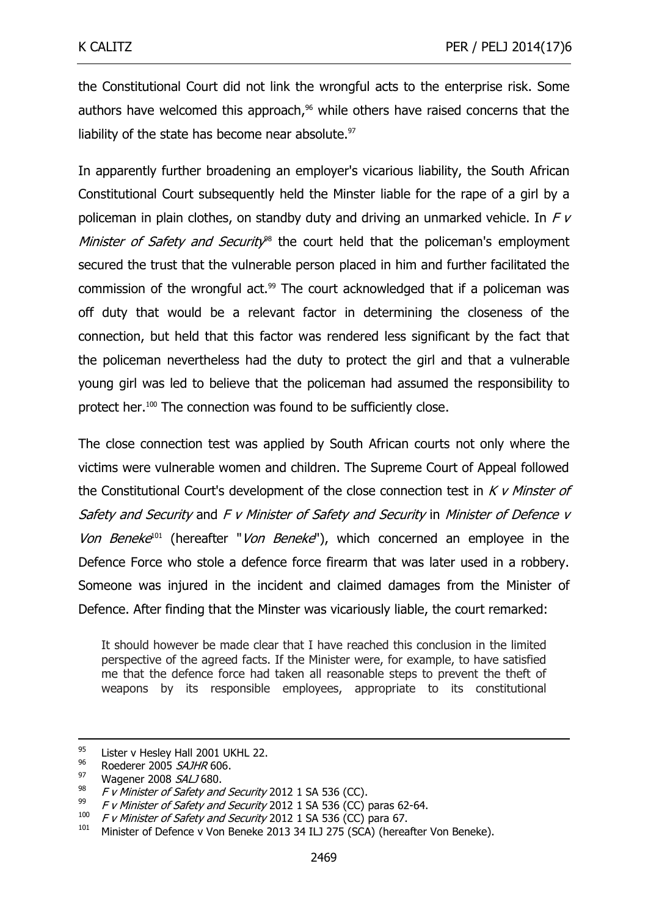the Constitutional Court did not link the wrongful acts to the enterprise risk. Some authors have welcomed this approach,[96] while others have raised concerns that the liability of the state has become near absolute.[97]

In apparently further broadening an employer's vicarious liability, the South African Constitutional Court subsequently held the Minster liable for the rape of a girl by a policeman in plain clothes, on standby duty and driving an unmarked vehicle. In *F v Minister of Safety and Security*[98] the court held that the policeman's employment secured the trust that the vulnerable person placed in him and further facilitated the commission of the wrongful act.[99] The court acknowledged that if a policeman was off duty that would be a relevant factor in determining the closeness of the connection, but held that this factor was rendered less significant by the fact that the policeman nevertheless had the duty to protect the girl and that a vulnerable young girl was led to believe that the policeman had assumed the responsibility to protect her.[100] The connection was found to be sufficiently close.

The close connection test was applied by South African courts not only where the victims were vulnerable women and children. The Supreme Court of Appeal followed the Constitutional Court's development of the close connection test in *K v Minster of Safety and Security* and *F v Minister of Safety and Security* in *Minister of Defence v Von Beneke*[101] (hereafter "*Von Beneke*"), which concerned an employee in the Defence Force who stole a defence force firearm that was later used in a robbery. Someone was injured in the incident and claimed damages from the Minister of Defence. After finding that the Minster was vicariously liable, the court remarked:

> It should however be made clear that I have reached this conclusion in the limited perspective of the agreed facts. If the Minister were, for example, to have satisfied me that the defence force had taken all reasonable steps to prevent the theft of weapons by its responsible employees, appropriate to its constitutional

---

[95] Lister v Hesley Hall 2001 UKHL 22.

[96] Roederer 2005 *SAJHR* 606.

[97] Wagener 2008 *SALJ* 680.

[98] *F v Minister of Safety and Security* 2012 1 SA 536 (CC).

[99] *F v Minister of Safety and Security* 2012 1 SA 536 (CC) paras 62-64.

[100] *F v Minister of Safety and Security* 2012 1 SA 536 (CC) para 67.

[101] Minister of Defence v Von Beneke 2013 34 ILJ 275 (SCA) (hereafter Von Beneke).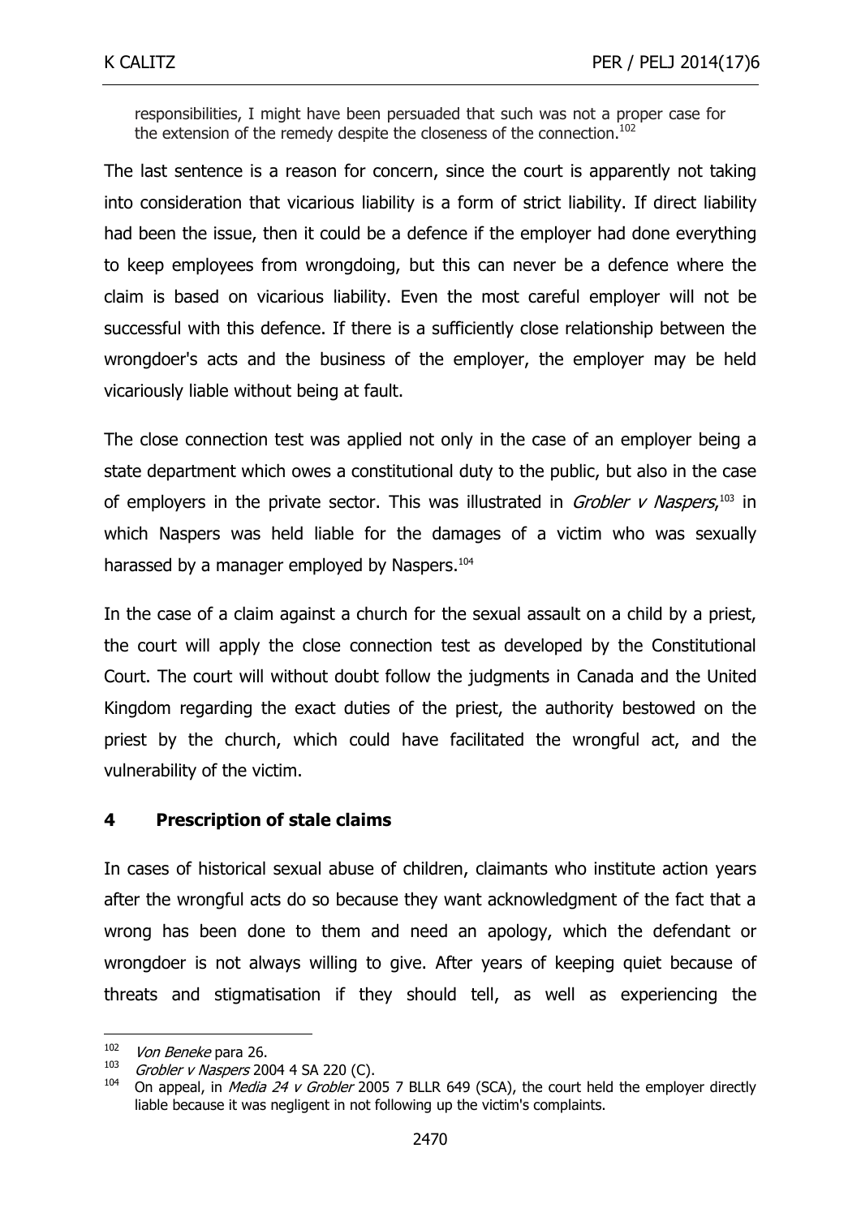> responsibilities, I might have been persuaded that such was not a proper case for the extension of the remedy despite the closeness of the connection.[102]

The last sentence is a reason for concern, since the court is apparently not taking into consideration that vicarious liability is a form of strict liability. If direct liability had been the issue, then it could be a defence if the employer had done everything to keep employees from wrongdoing, but this can never be a defence where the claim is based on vicarious liability. Even the most careful employer will not be successful with this defence. If there is a sufficiently close relationship between the wrongdoer's acts and the business of the employer, the employer may be held vicariously liable without being at fault.

The close connection test was applied not only in the case of an employer being a state department which owes a constitutional duty to the public, but also in the case of employers in the private sector. This was illustrated in *Grobler v Naspers*,[103] in which Naspers was held liable for the damages of a victim who was sexually harassed by a manager employed by Naspers.[104]

In the case of a claim against a church for the sexual assault on a child by a priest, the court will apply the close connection test as developed by the Constitutional Court. The court will without doubt follow the judgments in Canada and the United Kingdom regarding the exact duties of the priest, the authority bestowed on the priest by the church, which could have facilitated the wrongful act, and the vulnerability of the victim.

## 4 Prescription of stale claims

In cases of historical sexual abuse of children, claimants who institute action years after the wrongful acts do so because they want acknowledgment of the fact that a wrong has been done to them and need an apology, which the defendant or wrongdoer is not always willing to give. After years of keeping quiet because of threats and stigmatisation if they should tell, as well as experiencing the

---

[102] *Von Beneke* para 26.

[103] *Grobler v Naspers* 2004 4 SA 220 (C).

[104] On appeal, in *Media 24 v Grobler* 2005 7 BLLR 649 (SCA), the court held the employer directly liable because it was negligent in not following up the victim's complaints.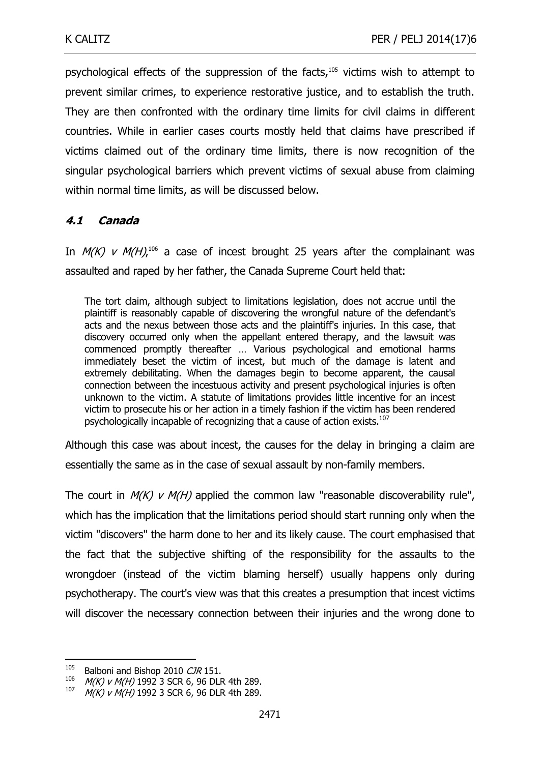psychological effects of the suppression of the facts,[105] victims wish to attempt to prevent similar crimes, to experience restorative justice, and to establish the truth. They are then confronted with the ordinary time limits for civil claims in different countries. While in earlier cases courts mostly held that claims have prescribed if victims claimed out of the ordinary time limits, there is now recognition of the singular psychological barriers which prevent victims of sexual abuse from claiming within normal time limits, as will be discussed below.

### *4.1 Canada*

In *M(K) v M(H)*,[106] a case of incest brought 25 years after the complainant was assaulted and raped by her father, the Canada Supreme Court held that:

> The tort claim, although subject to limitations legislation, does not accrue until the plaintiff is reasonably capable of discovering the wrongful nature of the defendant's acts and the nexus between those acts and the plaintiff's injuries. In this case, that discovery occurred only when the appellant entered therapy, and the lawsuit was commenced promptly thereafter … Various psychological and emotional harms immediately beset the victim of incest, but much of the damage is latent and extremely debilitating. When the damages begin to become apparent, the causal connection between the incestuous activity and present psychological injuries is often unknown to the victim. A statute of limitations provides little incentive for an incest victim to prosecute his or her action in a timely fashion if the victim has been rendered psychologically incapable of recognizing that a cause of action exists.[107]

Although this case was about incest, the causes for the delay in bringing a claim are essentially the same as in the case of sexual assault by non-family members.

The court in *M(K) v M(H)* applied the common law "reasonable discoverability rule", which has the implication that the limitations period should start running only when the victim "discovers" the harm done to her and its likely cause. The court emphasised that the fact that the subjective shifting of the responsibility for the assaults to the wrongdoer (instead of the victim blaming herself) usually happens only during psychotherapy. The court's view was that this creates a presumption that incest victims will discover the necessary connection between their injuries and the wrong done to

---

[105] Balboni and Bishop 2010 *CJR* 151.

[106] *M(K) v M(H)* 1992 3 SCR 6, 96 DLR 4th 289.

[107] *M(K) v M(H)* 1992 3 SCR 6, 96 DLR 4th 289.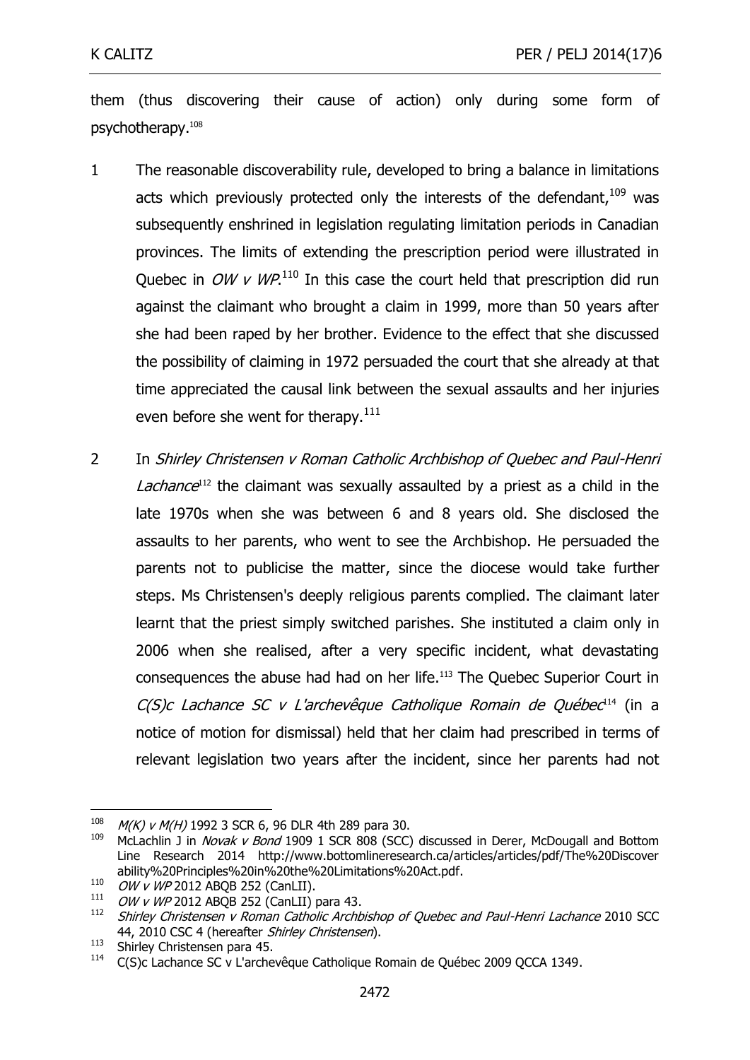them (thus discovering their cause of action) only during some form of psychotherapy.[108]

1 The reasonable discoverability rule, developed to bring a balance in limitations acts which previously protected only the interests of the defendant,[109] was subsequently enshrined in legislation regulating limitation periods in Canadian provinces. The limits of extending the prescription period were illustrated in Quebec in *OW v WP*.[110] In this case the court held that prescription did run against the claimant who brought a claim in 1999, more than 50 years after she had been raped by her brother. Evidence to the effect that she discussed the possibility of claiming in 1972 persuaded the court that she already at that time appreciated the causal link between the sexual assaults and her injuries even before she went for therapy.[111]

2 In *Shirley Christensen v Roman Catholic Archbishop of Quebec and Paul-Henri Lachance*[112] the claimant was sexually assaulted by a priest as a child in the late 1970s when she was between 6 and 8 years old. She disclosed the assaults to her parents, who went to see the Archbishop. He persuaded the parents not to publicise the matter, since the diocese would take further steps. Ms Christensen's deeply religious parents complied. The claimant later learnt that the priest simply switched parishes. She instituted a claim only in 2006 when she realised, after a very specific incident, what devastating consequences the abuse had had on her life.[113] The Quebec Superior Court in *C(S)c Lachance SC v L'archevêque Catholique Romain de Québec*[114] (in a notice of motion for dismissal) held that her claim had prescribed in terms of relevant legislation two years after the incident, since her parents had not

---

108 *M(K) v M(H)* 1992 3 SCR 6, 96 DLR 4th 289 para 30.

109 McLachlin J in *Novak v Bond* 1909 1 SCR 808 (SCC) discussed in Derer, McDougall and Bottom Line Research 2014 http://www.bottomlineresearch.ca/articles/articles/pdf/The%20Discoverability%20Principles%20in%20the%20Limitations%20Act.pdf.

110 *OW v WP* 2012 ABQB 252 (CanLII).

111 *OW v WP* 2012 ABQB 252 (CanLII) para 43.

112 *Shirley Christensen v Roman Catholic Archbishop of Quebec and Paul-Henri Lachance* 2010 SCC 44, 2010 CSC 4 (hereafter *Shirley Christensen*).

113 Shirley Christensen para 45.

114 C(S)c Lachance SC v L'archevêque Catholique Romain de Québec 2009 QCCA 1349.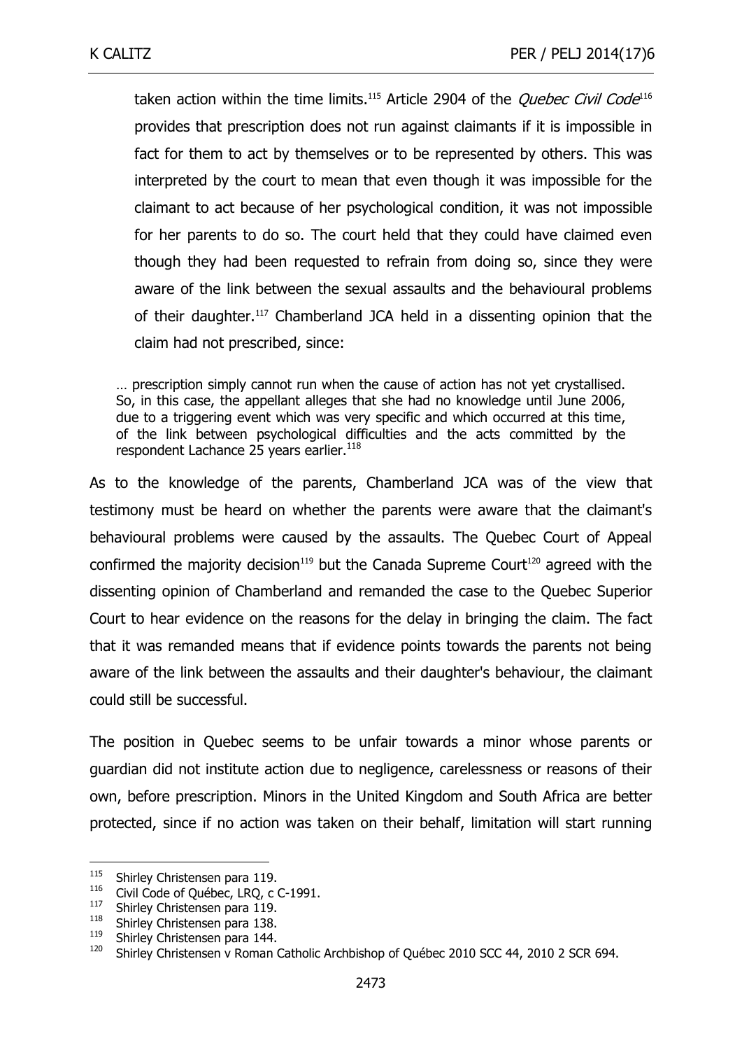taken action within the time limits.[115] Article 2904 of the *Quebec Civil Code*[116] provides that prescription does not run against claimants if it is impossible in fact for them to act by themselves or to be represented by others. This was interpreted by the court to mean that even though it was impossible for the claimant to act because of her psychological condition, it was not impossible for her parents to do so. The court held that they could have claimed even though they had been requested to refrain from doing so, since they were aware of the link between the sexual assaults and the behavioural problems of their daughter.[117] Chamberland JCA held in a dissenting opinion that the claim had not prescribed, since:

> … prescription simply cannot run when the cause of action has not yet crystallised. So, in this case, the appellant alleges that she had no knowledge until June 2006, due to a triggering event which was very specific and which occurred at this time, of the link between psychological difficulties and the acts committed by the respondent Lachance 25 years earlier.[118]

As to the knowledge of the parents, Chamberland JCA was of the view that testimony must be heard on whether the parents were aware that the claimant's behavioural problems were caused by the assaults. The Quebec Court of Appeal confirmed the majority decision[119] but the Canada Supreme Court[120] agreed with the dissenting opinion of Chamberland and remanded the case to the Quebec Superior Court to hear evidence on the reasons for the delay in bringing the claim. The fact that it was remanded means that if evidence points towards the parents not being aware of the link between the assaults and their daughter's behaviour, the claimant could still be successful.

The position in Quebec seems to be unfair towards a minor whose parents or guardian did not institute action due to negligence, carelessness or reasons of their own, before prescription. Minors in the United Kingdom and South Africa are better protected, since if no action was taken on their behalf, limitation will start running

---

[115] Shirley Christensen para 119.

[116] Civil Code of Québec, LRQ, c C-1991.

[117] Shirley Christensen para 119.

[118] Shirley Christensen para 138.

[119] Shirley Christensen para 144.

[120] Shirley Christensen v Roman Catholic Archbishop of Québec 2010 SCC 44, 2010 2 SCR 694.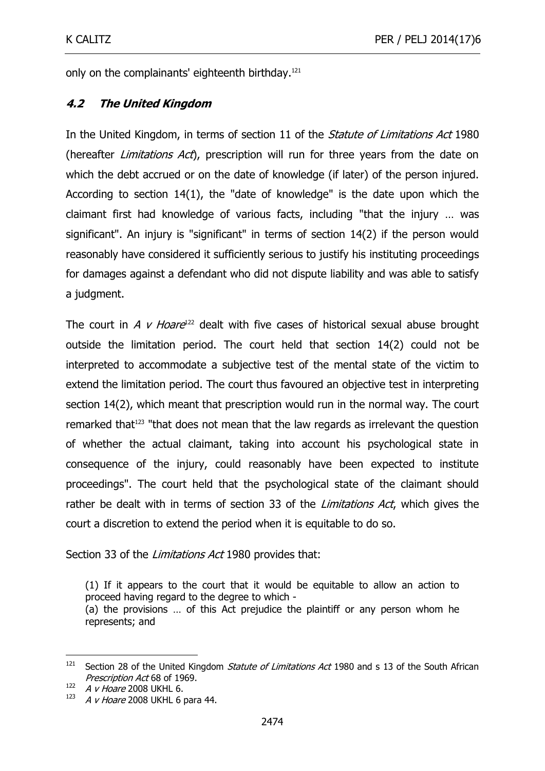only on the complainants' eighteenth birthday.[121]

### *4.2 The United Kingdom*

In the United Kingdom, in terms of section 11 of the *Statute of Limitations Act* 1980 (hereafter *Limitations Act*), prescription will run for three years from the date on which the debt accrued or on the date of knowledge (if later) of the person injured. According to section 14(1), the "date of knowledge" is the date upon which the claimant first had knowledge of various facts, including "that the injury … was significant". An injury is "significant" in terms of section 14(2) if the person would reasonably have considered it sufficiently serious to justify his instituting proceedings for damages against a defendant who did not dispute liability and was able to satisfy a judgment.

The court in *A v Hoare*[122] dealt with five cases of historical sexual abuse brought outside the limitation period. The court held that section 14(2) could not be interpreted to accommodate a subjective test of the mental state of the victim to extend the limitation period. The court thus favoured an objective test in interpreting section 14(2), which meant that prescription would run in the normal way. The court remarked that[123] "that does not mean that the law regards as irrelevant the question of whether the actual claimant, taking into account his psychological state in consequence of the injury, could reasonably have been expected to institute proceedings". The court held that the psychological state of the claimant should rather be dealt with in terms of section 33 of the *Limitations Act*, which gives the court a discretion to extend the period when it is equitable to do so.

Section 33 of the *Limitations Act* 1980 provides that:

> (1) If it appears to the court that it would be equitable to allow an action to proceed having regard to the degree to which -
> (a) the provisions … of this Act prejudice the plaintiff or any person whom he represents; and

---

[121] Section 28 of the United Kingdom *Statute of Limitations Act* 1980 and s 13 of the South African *Prescription Act* 68 of 1969.

[122] *A v Hoare* 2008 UKHL 6.

[123] *A v Hoare* 2008 UKHL 6 para 44.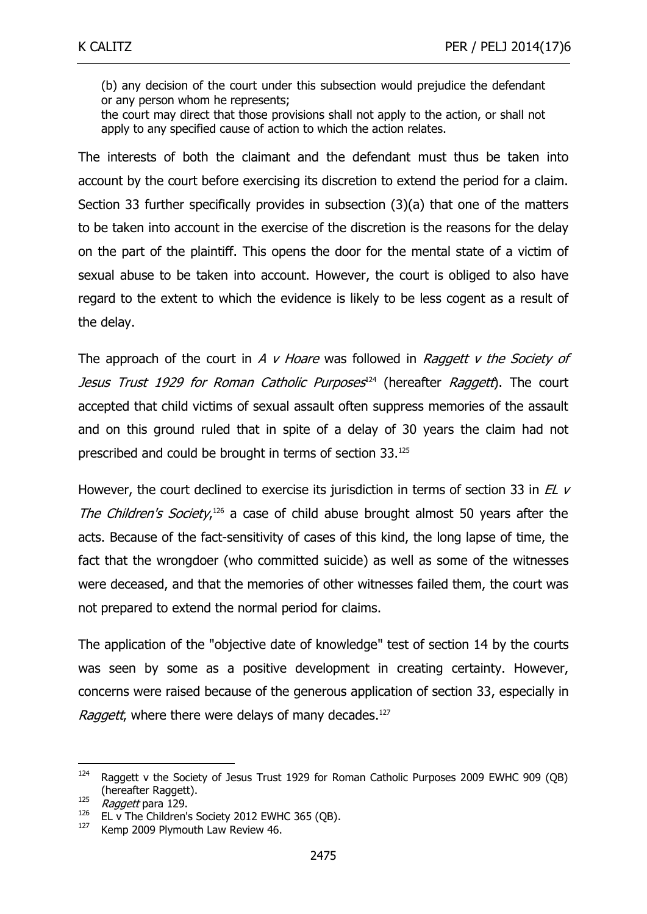> (b) any decision of the court under this subsection would prejudice the defendant or any person whom he represents;
> the court may direct that those provisions shall not apply to the action, or shall not apply to any specified cause of action to which the action relates.

The interests of both the claimant and the defendant must thus be taken into account by the court before exercising its discretion to extend the period for a claim. Section 33 further specifically provides in subsection (3)(a) that one of the matters to be taken into account in the exercise of the discretion is the reasons for the delay on the part of the plaintiff. This opens the door for the mental state of a victim of sexual abuse to be taken into account. However, the court is obliged to also have regard to the extent to which the evidence is likely to be less cogent as a result of the delay.

The approach of the court in *A v Hoare* was followed in *Raggett v the Society of Jesus Trust 1929 for Roman Catholic Purposes*[124] (hereafter *Raggett*). The court accepted that child victims of sexual assault often suppress memories of the assault and on this ground ruled that in spite of a delay of 30 years the claim had not prescribed and could be brought in terms of section 33.[125]

However, the court declined to exercise its jurisdiction in terms of section 33 in *EL v The Children's Society*,[126] a case of child abuse brought almost 50 years after the acts. Because of the fact-sensitivity of cases of this kind, the long lapse of time, the fact that the wrongdoer (who committed suicide) as well as some of the witnesses were deceased, and that the memories of other witnesses failed them, the court was not prepared to extend the normal period for claims.

The application of the "objective date of knowledge" test of section 14 by the courts was seen by some as a positive development in creating certainty. However, concerns were raised because of the generous application of section 33, especially in *Raggett*, where there were delays of many decades.[127]

---

[124] Raggett v the Society of Jesus Trust 1929 for Roman Catholic Purposes 2009 EWHC 909 (QB) (hereafter Raggett).

[125] *Raggett* para 129.

[126] EL v The Children's Society 2012 EWHC 365 (QB).

[127] Kemp 2009 Plymouth Law Review 46.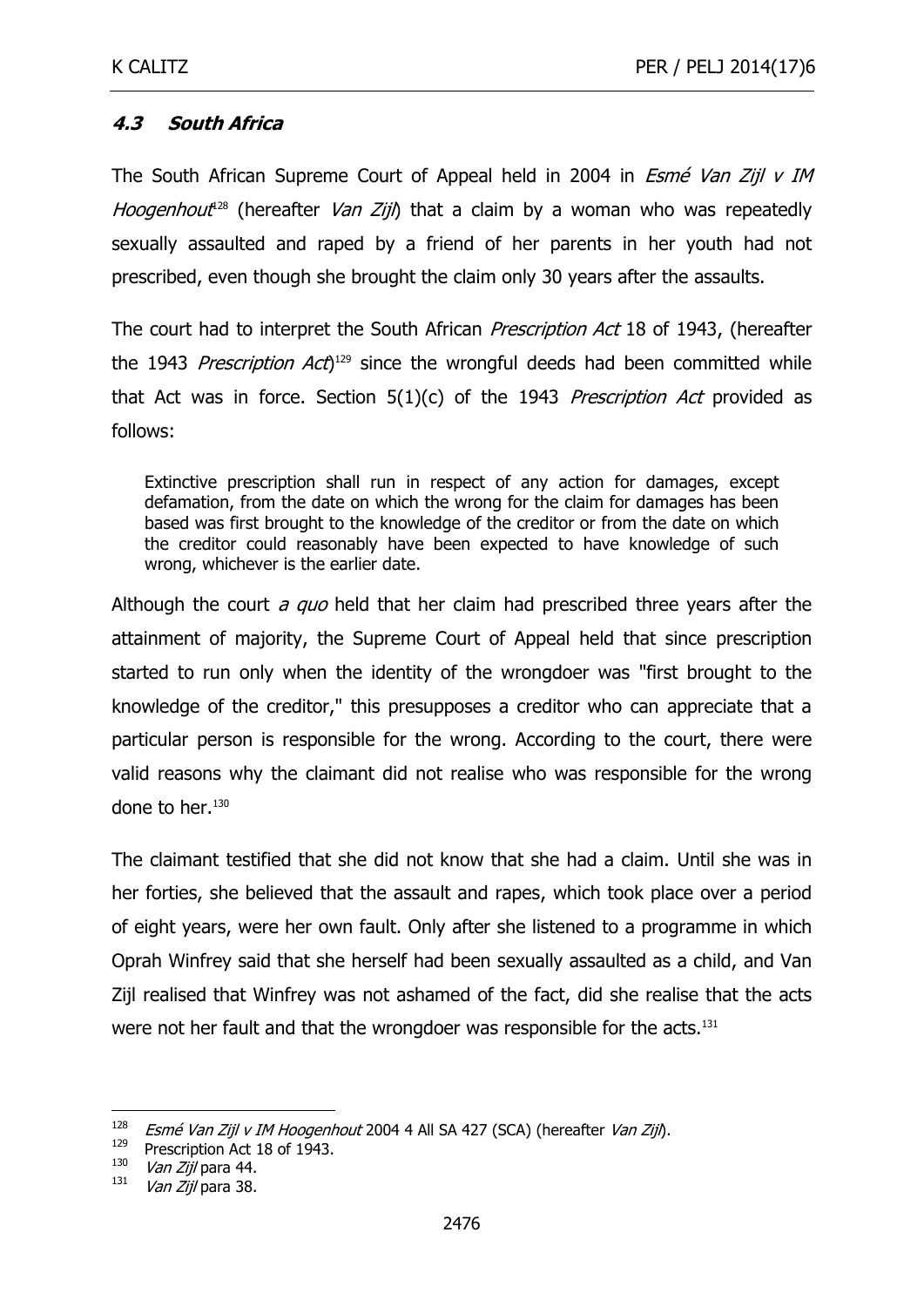### *4.3 South Africa*

The South African Supreme Court of Appeal held in 2004 in *Esmé Van Zijl v IM Hoogenhout*[128] (hereafter *Van Zijl*) that a claim by a woman who was repeatedly sexually assaulted and raped by a friend of her parents in her youth had not prescribed, even though she brought the claim only 30 years after the assaults.

The court had to interpret the South African *Prescription Act* 18 of 1943, (hereafter the 1943 *Prescription Act*)[129] since the wrongful deeds had been committed while that Act was in force. Section 5(1)(c) of the 1943 *Prescription Act* provided as follows:

> Extinctive prescription shall run in respect of any action for damages, except defamation, from the date on which the wrong for the claim for damages has been based was first brought to the knowledge of the creditor or from the date on which the creditor could reasonably have been expected to have knowledge of such wrong, whichever is the earlier date.

Although the court *a quo* held that her claim had prescribed three years after the attainment of majority, the Supreme Court of Appeal held that since prescription started to run only when the identity of the wrongdoer was "first brought to the knowledge of the creditor," this presupposes a creditor who can appreciate that a particular person is responsible for the wrong. According to the court, there were valid reasons why the claimant did not realise who was responsible for the wrong done to her.[130]

The claimant testified that she did not know that she had a claim. Until she was in her forties, she believed that the assault and rapes, which took place over a period of eight years, were her own fault. Only after she listened to a programme in which Oprah Winfrey said that she herself had been sexually assaulted as a child, and Van Zijl realised that Winfrey was not ashamed of the fact, did she realise that the acts were not her fault and that the wrongdoer was responsible for the acts.[131]

---

[128] *Esmé Van Zijl v IM Hoogenhout* 2004 4 All SA 427 (SCA) (hereafter *Van Zijl*).

[129] Prescription Act 18 of 1943.

[130] *Van Zijl* para 44.

[131] *Van Zijl* para 38.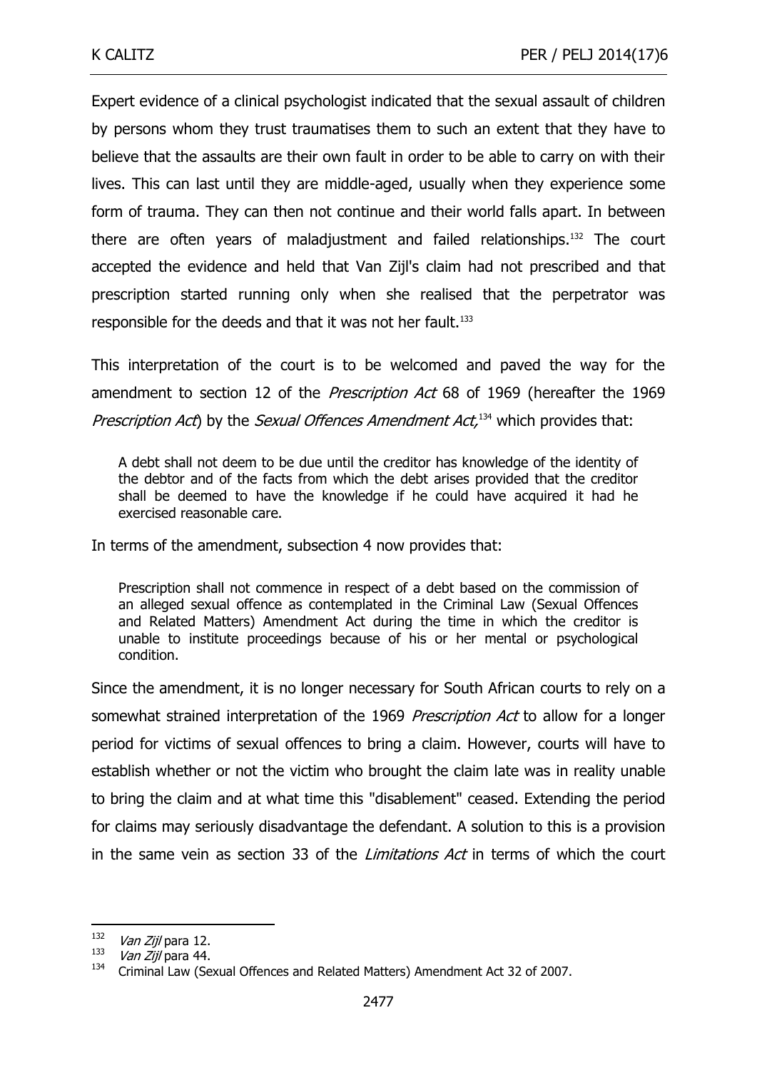Expert evidence of a clinical psychologist indicated that the sexual assault of children by persons whom they trust traumatises them to such an extent that they have to believe that the assaults are their own fault in order to be able to carry on with their lives. This can last until they are middle-aged, usually when they experience some form of trauma. They can then not continue and their world falls apart. In between there are often years of maladjustment and failed relationships.[132] The court accepted the evidence and held that Van Zijl's claim had not prescribed and that prescription started running only when she realised that the perpetrator was responsible for the deeds and that it was not her fault.[133]

This interpretation of the court is to be welcomed and paved the way for the amendment to section 12 of the *Prescription Act* 68 of 1969 (hereafter the 1969 *Prescription Act*) by the *Sexual Offences Amendment Act,*[134] which provides that:

> A debt shall not deem to be due until the creditor has knowledge of the identity of the debtor and of the facts from which the debt arises provided that the creditor shall be deemed to have the knowledge if he could have acquired it had he exercised reasonable care.

In terms of the amendment, subsection 4 now provides that:

> Prescription shall not commence in respect of a debt based on the commission of an alleged sexual offence as contemplated in the Criminal Law (Sexual Offences and Related Matters) Amendment Act during the time in which the creditor is unable to institute proceedings because of his or her mental or psychological condition.

Since the amendment, it is no longer necessary for South African courts to rely on a somewhat strained interpretation of the 1969 *Prescription Act* to allow for a longer period for victims of sexual offences to bring a claim. However, courts will have to establish whether or not the victim who brought the claim late was in reality unable to bring the claim and at what time this "disablement" ceased. Extending the period for claims may seriously disadvantage the defendant. A solution to this is a provision in the same vein as section 33 of the *Limitations Act* in terms of which the court

---

[132] *Van Zijl* para 12.

[133] *Van Zijl* para 44.

[134] Criminal Law (Sexual Offences and Related Matters) Amendment Act 32 of 2007.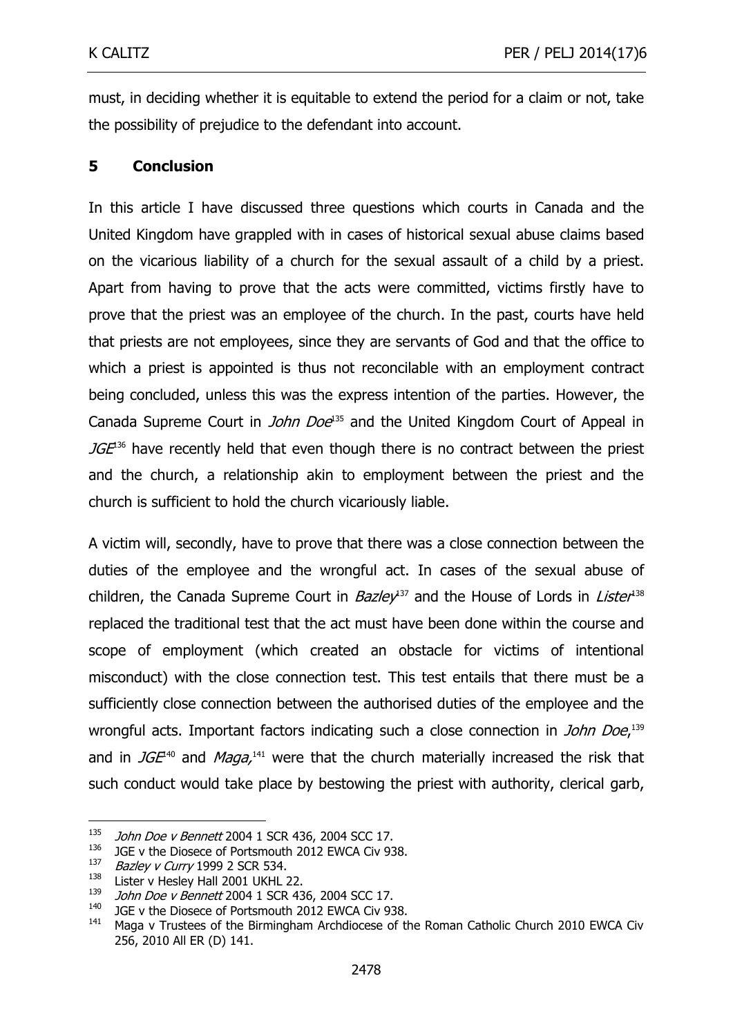must, in deciding whether it is equitable to extend the period for a claim or not, take the possibility of prejudice to the defendant into account.

## 5 Conclusion

In this article I have discussed three questions which courts in Canada and the United Kingdom have grappled with in cases of historical sexual abuse claims based on the vicarious liability of a church for the sexual assault of a child by a priest. Apart from having to prove that the acts were committed, victims firstly have to prove that the priest was an employee of the church. In the past, courts have held that priests are not employees, since they are servants of God and that the office to which a priest is appointed is thus not reconcilable with an employment contract being concluded, unless this was the express intention of the parties. However, the Canada Supreme Court in *John Doe*[135] and the United Kingdom Court of Appeal in *JGE*[136] have recently held that even though there is no contract between the priest and the church, a relationship akin to employment between the priest and the church is sufficient to hold the church vicariously liable.

A victim will, secondly, have to prove that there was a close connection between the duties of the employee and the wrongful act. In cases of the sexual abuse of children, the Canada Supreme Court in *Bazley*[137] and the House of Lords in *Lister*[138] replaced the traditional test that the act must have been done within the course and scope of employment (which created an obstacle for victims of intentional misconduct) with the close connection test. This test entails that there must be a sufficiently close connection between the authorised duties of the employee and the wrongful acts. Important factors indicating such a close connection in *John Doe*,[139] and in *JGE*[140] and *Maga*,[141] were that the church materially increased the risk that such conduct would take place by bestowing the priest with authority, clerical garb,

---

[135] *John Doe v Bennett* 2004 1 SCR 436, 2004 SCC 17.

[136] JGE v the Diosece of Portsmouth 2012 EWCA Civ 938.

[137] *Bazley v Curry* 1999 2 SCR 534.

[138] Lister v Hesley Hall 2001 UKHL 22.

[139] *John Doe v Bennett* 2004 1 SCR 436, 2004 SCC 17.

[140] JGE v the Diosece of Portsmouth 2012 EWCA Civ 938.

[141] Maga v Trustees of the Birmingham Archdiocese of the Roman Catholic Church 2010 EWCA Civ 256, 2010 All ER (D) 141.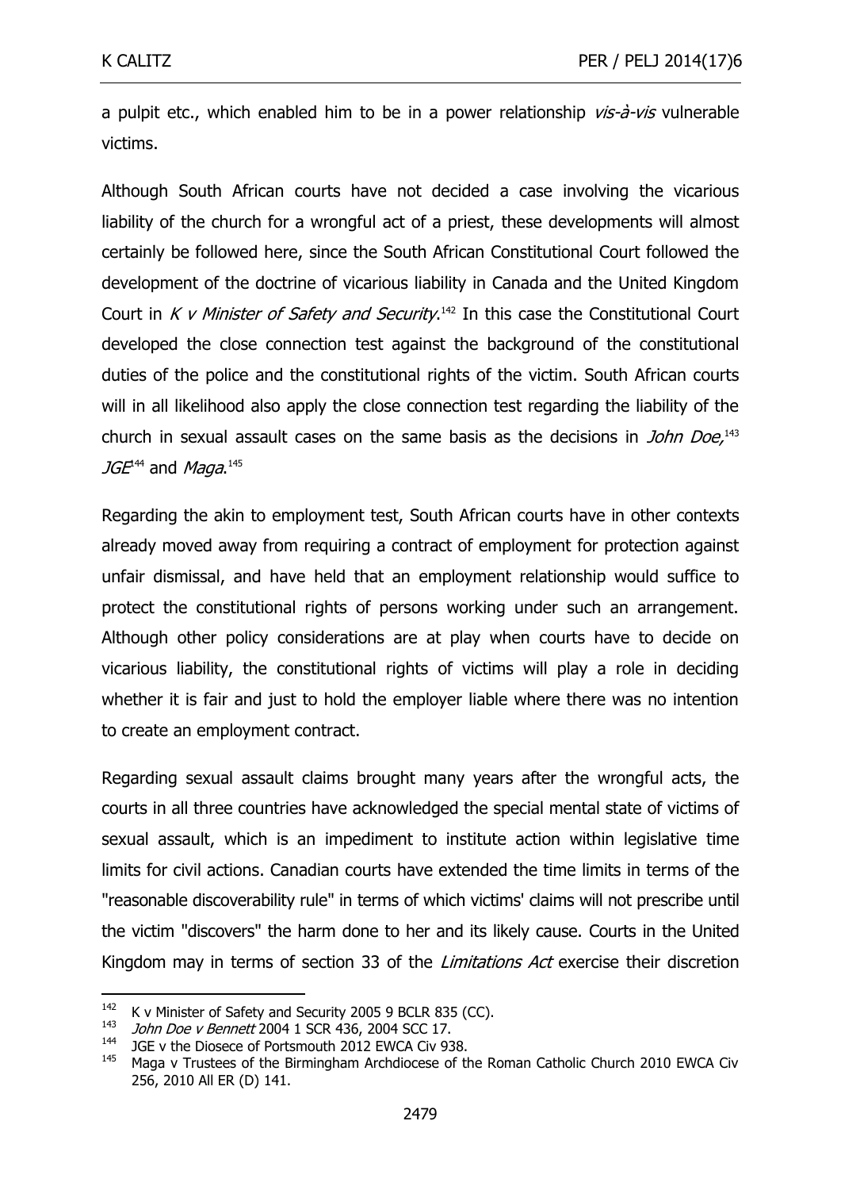a pulpit etc., which enabled him to be in a power relationship *vis-à-vis* vulnerable victims.

Although South African courts have not decided a case involving the vicarious liability of the church for a wrongful act of a priest, these developments will almost certainly be followed here, since the South African Constitutional Court followed the development of the doctrine of vicarious liability in Canada and the United Kingdom Court in *K v Minister of Safety and Security*.[142] In this case the Constitutional Court developed the close connection test against the background of the constitutional duties of the police and the constitutional rights of the victim. South African courts will in all likelihood also apply the close connection test regarding the liability of the church in sexual assault cases on the same basis as the decisions in *John Doe*,[143] *JGE*[144] and *Maga*.[145]

Regarding the akin to employment test, South African courts have in other contexts already moved away from requiring a contract of employment for protection against unfair dismissal, and have held that an employment relationship would suffice to protect the constitutional rights of persons working under such an arrangement. Although other policy considerations are at play when courts have to decide on vicarious liability, the constitutional rights of victims will play a role in deciding whether it is fair and just to hold the employer liable where there was no intention to create an employment contract.

Regarding sexual assault claims brought many years after the wrongful acts, the courts in all three countries have acknowledged the special mental state of victims of sexual assault, which is an impediment to institute action within legislative time limits for civil actions. Canadian courts have extended the time limits in terms of the "reasonable discoverability rule" in terms of which victims' claims will not prescribe until the victim "discovers" the harm done to her and its likely cause. Courts in the United Kingdom may in terms of section 33 of the *Limitations Act* exercise their discretion

---

[142] K v Minister of Safety and Security 2005 9 BCLR 835 (CC).

[143] *John Doe v Bennett* 2004 1 SCR 436, 2004 SCC 17.

[144] JGE v the Diosece of Portsmouth 2012 EWCA Civ 938.

[145] Maga v Trustees of the Birmingham Archdiocese of the Roman Catholic Church 2010 EWCA Civ 256, 2010 All ER (D) 141.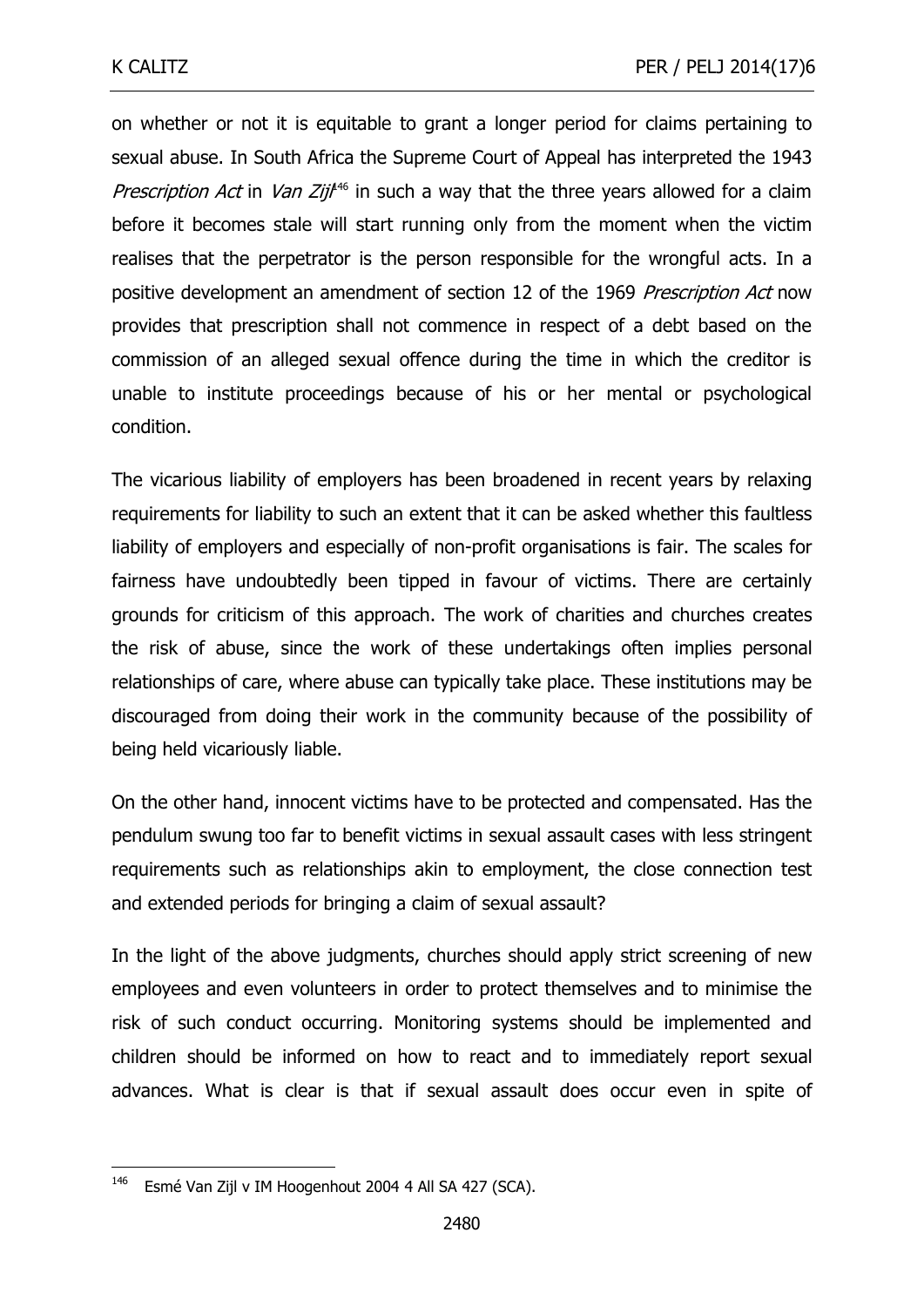on whether or not it is equitable to grant a longer period for claims pertaining to sexual abuse. In South Africa the Supreme Court of Appeal has interpreted the 1943 *Prescription Act* in *Van Zijl*[146] in such a way that the three years allowed for a claim before it becomes stale will start running only from the moment when the victim realises that the perpetrator is the person responsible for the wrongful acts. In a positive development an amendment of section 12 of the 1969 *Prescription Act* now provides that prescription shall not commence in respect of a debt based on the commission of an alleged sexual offence during the time in which the creditor is unable to institute proceedings because of his or her mental or psychological condition.

The vicarious liability of employers has been broadened in recent years by relaxing requirements for liability to such an extent that it can be asked whether this faultless liability of employers and especially of non-profit organisations is fair. The scales for fairness have undoubtedly been tipped in favour of victims. There are certainly grounds for criticism of this approach. The work of charities and churches creates the risk of abuse, since the work of these undertakings often implies personal relationships of care, where abuse can typically take place. These institutions may be discouraged from doing their work in the community because of the possibility of being held vicariously liable.

On the other hand, innocent victims have to be protected and compensated. Has the pendulum swung too far to benefit victims in sexual assault cases with less stringent requirements such as relationships akin to employment, the close connection test and extended periods for bringing a claim of sexual assault?

In the light of the above judgments, churches should apply strict screening of new employees and even volunteers in order to protect themselves and to minimise the risk of such conduct occurring. Monitoring systems should be implemented and children should be informed on how to react and to immediately report sexual advances. What is clear is that if sexual assault does occur even in spite of

---

[146] Esmé Van Zijl v IM Hoogenhout 2004 4 All SA 427 (SCA).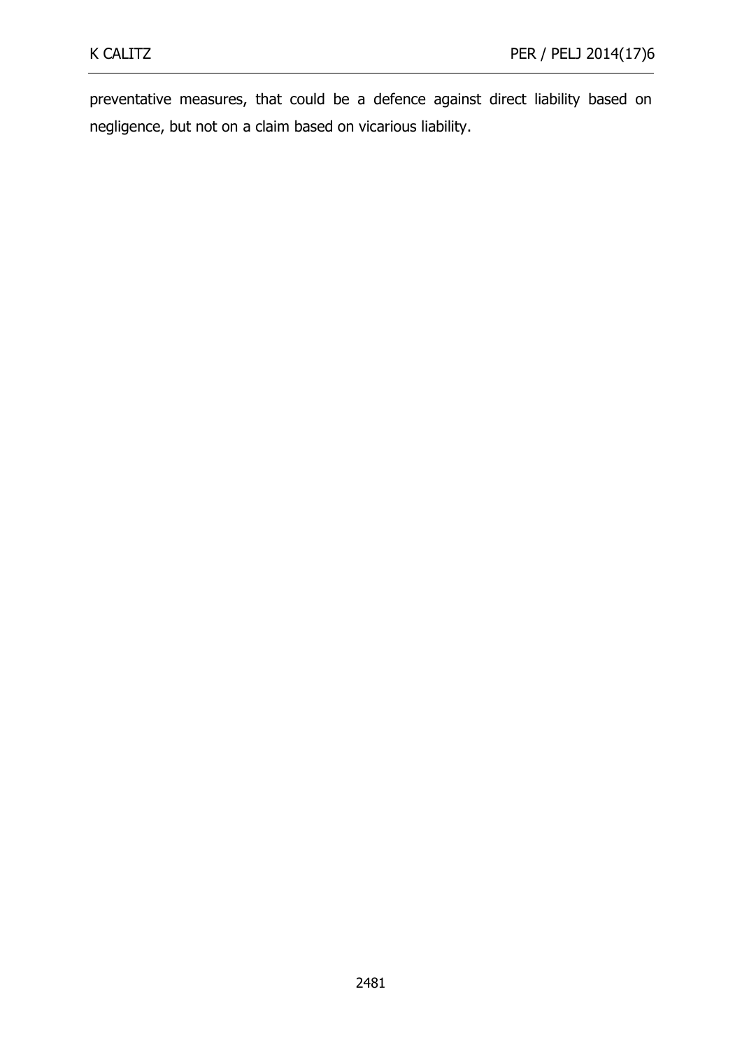preventative measures, that could be a defence against direct liability based on negligence, but not on a claim based on vicarious liability.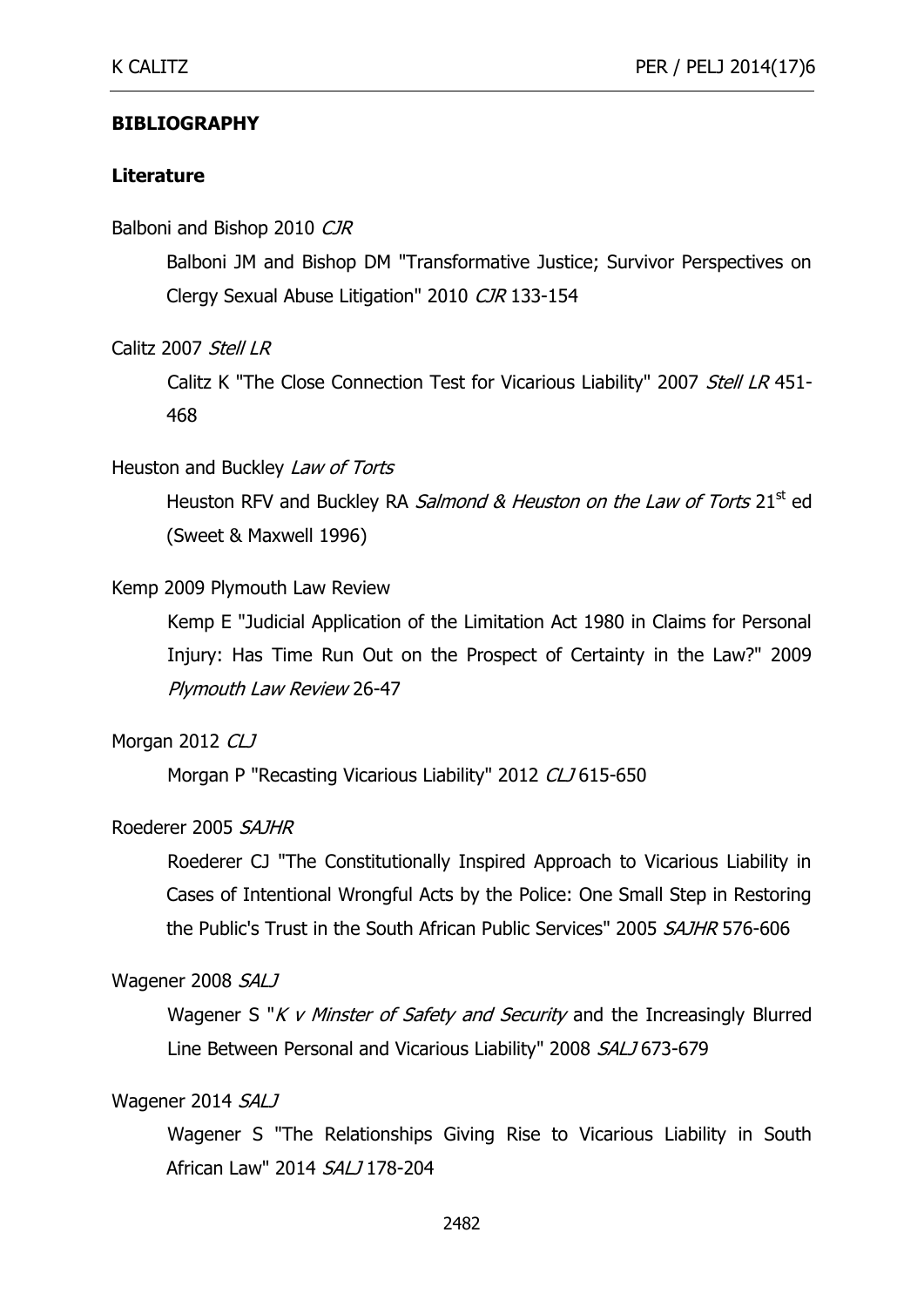## BIBLIOGRAPHY

### Literature

Balboni and Bishop 2010 *CJR*

Balboni JM and Bishop DM "Transformative Justice; Survivor Perspectives on Clergy Sexual Abuse Litigation" 2010 *CJR* 133-154

Calitz 2007 *Stell LR*

Calitz K "The Close Connection Test for Vicarious Liability" 2007 *Stell LR* 451-468

Heuston and Buckley *Law of Torts*

Heuston RFV and Buckley RA *Salmond & Heuston on the Law of Torts* 21st ed (Sweet & Maxwell 1996)

Kemp 2009 Plymouth Law Review

Kemp E "Judicial Application of the Limitation Act 1980 in Claims for Personal Injury: Has Time Run Out on the Prospect of Certainty in the Law?" 2009 *Plymouth Law Review* 26-47

Morgan 2012 *CLJ*

Morgan P "Recasting Vicarious Liability" 2012 *CLJ* 615-650

Roederer 2005 *SAJHR*

Roederer CJ "The Constitutionally Inspired Approach to Vicarious Liability in Cases of Intentional Wrongful Acts by the Police: One Small Step in Restoring the Public's Trust in the South African Public Services" 2005 *SAJHR* 576-606

Wagener 2008 *SALJ*

Wagener S "*K v Minster of Safety and Security* and the Increasingly Blurred Line Between Personal and Vicarious Liability" 2008 *SALJ* 673-679

Wagener 2014 *SALJ*

Wagener S "The Relationships Giving Rise to Vicarious Liability in South African Law" 2014 *SALJ* 178-204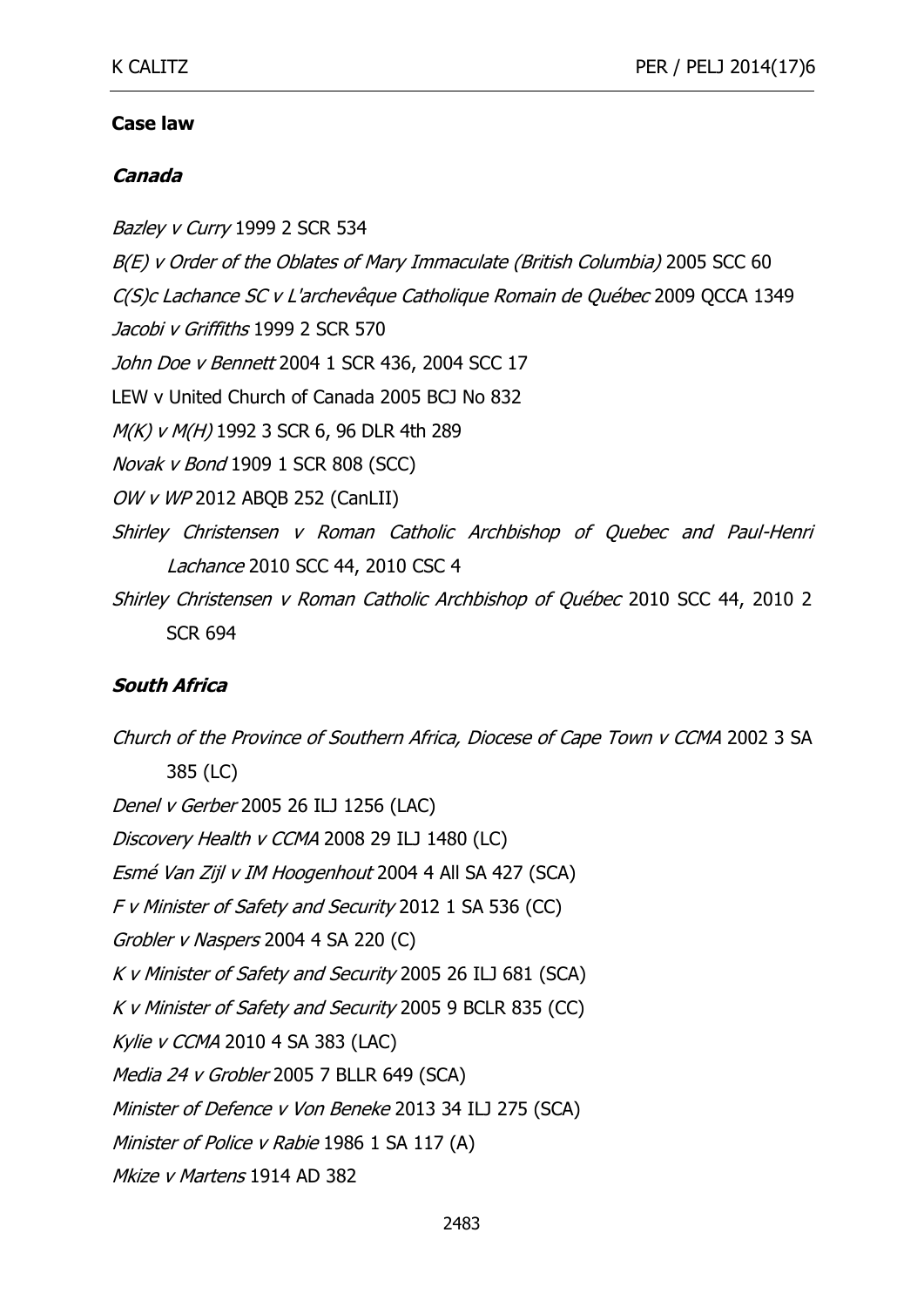**Case law**

***Canada***

*Bazley v Curry* 1999 2 SCR 534

*B(E) v Order of the Oblates of Mary Immaculate (British Columbia)* 2005 SCC 60

*C(S)c Lachance SC v L'archevêque Catholique Romain de Québec* 2009 QCCA 1349

*Jacobi v Griffiths* 1999 2 SCR 570

*John Doe v Bennett* 2004 1 SCR 436, 2004 SCC 17

LEW v United Church of Canada 2005 BCJ No 832

*M(K) v M(H)* 1992 3 SCR 6, 96 DLR 4th 289

*Novak v Bond* 1909 1 SCR 808 (SCC)

*OW v WP* 2012 ABQB 252 (CanLII)

*Shirley Christensen v Roman Catholic Archbishop of Quebec and Paul-Henri Lachance* 2010 SCC 44, 2010 CSC 4

*Shirley Christensen v Roman Catholic Archbishop of Québec* 2010 SCC 44, 2010 2 SCR 694

***South Africa***

*Church of the Province of Southern Africa, Diocese of Cape Town v CCMA* 2002 3 SA 385 (LC)

*Denel v Gerber* 2005 26 ILJ 1256 (LAC)

*Discovery Health v CCMA* 2008 29 ILJ 1480 (LC)

*Esmé Van Zijl v IM Hoogenhout* 2004 4 All SA 427 (SCA)

*F v Minister of Safety and Security* 2012 1 SA 536 (CC)

*Grobler v Naspers* 2004 4 SA 220 (C)

*K v Minister of Safety and Security* 2005 26 ILJ 681 (SCA)

*K v Minister of Safety and Security* 2005 9 BCLR 835 (CC)

*Kylie v CCMA* 2010 4 SA 383 (LAC)

*Media 24 v Grobler* 2005 7 BLLR 649 (SCA)

*Minister of Defence v Von Beneke* 2013 34 ILJ 275 (SCA)

*Minister of Police v Rabie* 1986 1 SA 117 (A)

*Mkize v Martens* 1914 AD 382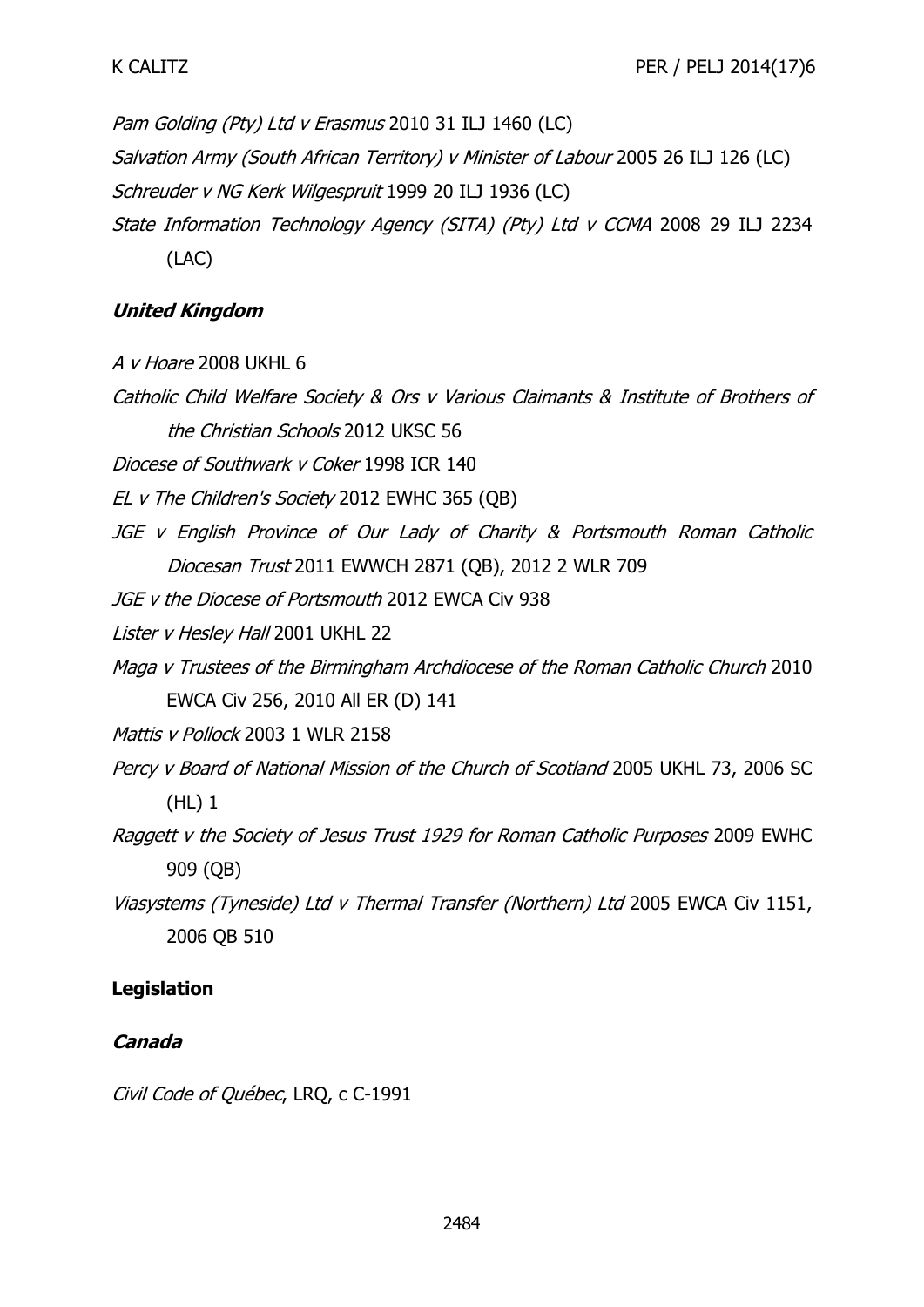*Pam Golding (Pty) Ltd v Erasmus* 2010 31 ILJ 1460 (LC)

*Salvation Army (South African Territory) v Minister of Labour* 2005 26 ILJ 126 (LC)

*Schreuder v NG Kerk Wilgespruit* 1999 20 ILJ 1936 (LC)

*State Information Technology Agency (SITA) (Pty) Ltd v CCMA* 2008 29 ILJ 2234 (LAC)

***United Kingdom***

*A v Hoare* 2008 UKHL 6

*Catholic Child Welfare Society & Ors v Various Claimants & Institute of Brothers of the Christian Schools* 2012 UKSC 56

*Diocese of Southwark v Coker* 1998 ICR 140

*EL v The Children's Society* 2012 EWHC 365 (QB)

*JGE v English Province of Our Lady of Charity & Portsmouth Roman Catholic Diocesan Trust* 2011 EWWCH 2871 (QB), 2012 2 WLR 709

*JGE v the Diocese of Portsmouth* 2012 EWCA Civ 938

*Lister v Hesley Hall* 2001 UKHL 22

*Maga v Trustees of the Birmingham Archdiocese of the Roman Catholic Church* 2010 EWCA Civ 256, 2010 All ER (D) 141

*Mattis v Pollock* 2003 1 WLR 2158

*Percy v Board of National Mission of the Church of Scotland* 2005 UKHL 73, 2006 SC (HL) 1

*Raggett v the Society of Jesus Trust 1929 for Roman Catholic Purposes* 2009 EWHC 909 (QB)

*Viasystems (Tyneside) Ltd v Thermal Transfer (Northern) Ltd* 2005 EWCA Civ 1151, 2006 QB 510

**Legislation**

***Canada***

*Civil Code of Québec*, LRQ, c C-1991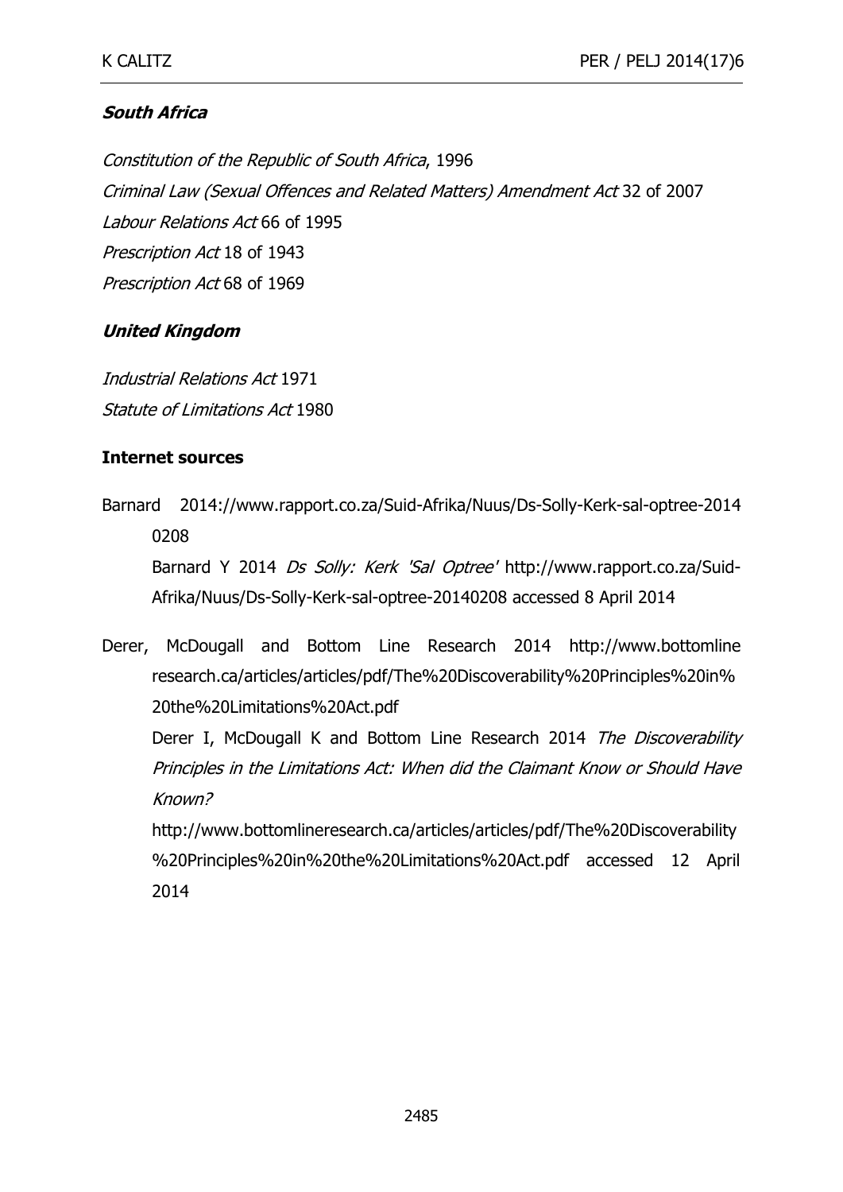### *South Africa*

*Constitution of the Republic of South Africa*, 1996

*Criminal Law (Sexual Offences and Related Matters) Amendment Act* 32 of 2007

*Labour Relations Act* 66 of 1995

*Prescription Act* 18 of 1943

*Prescription Act* 68 of 1969

### *United Kingdom*

*Industrial Relations Act* 1971

*Statute of Limitations Act* 1980

### **Internet sources**

Barnard 2014://www.rapport.co.za/Suid-Afrika/Nuus/Ds-Solly-Kerk-sal-optree-2014 0208

Barnard Y 2014 *Ds Solly: Kerk 'Sal Optree'* http://www.rapport.co.za/Suid-Afrika/Nuus/Ds-Solly-Kerk-sal-optree-20140208 accessed 8 April 2014

Derer, McDougall and Bottom Line Research 2014 http://www.bottomline research.ca/articles/articles/pdf/The%20Discoverability%20Principles%20in%20the%20Limitations%20Act.pdf

Derer I, McDougall K and Bottom Line Research 2014 *The Discoverability Principles in the Limitations Act: When did the Claimant Know or Should Have Known?* http://www.bottomlineresearch.ca/articles/articles/pdf/The%20Discoverability%20Principles%20in%20the%20Limitations%20Act.pdf accessed 12 April 2014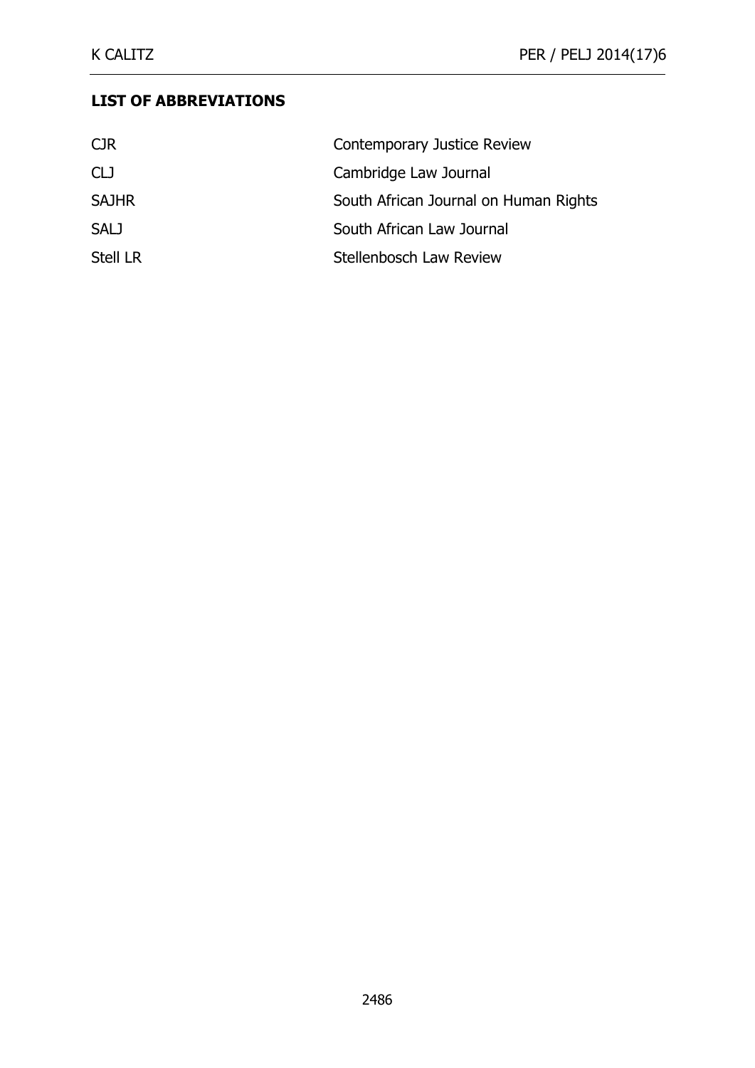## LIST OF ABBREVIATIONS

| | |
|---|---|
| CJR | Contemporary Justice Review |
| CLJ | Cambridge Law Journal |
| SAJHR | South African Journal on Human Rights |
| SALJ | South African Law Journal |
| Stell LR | Stellenbosch Law Review |